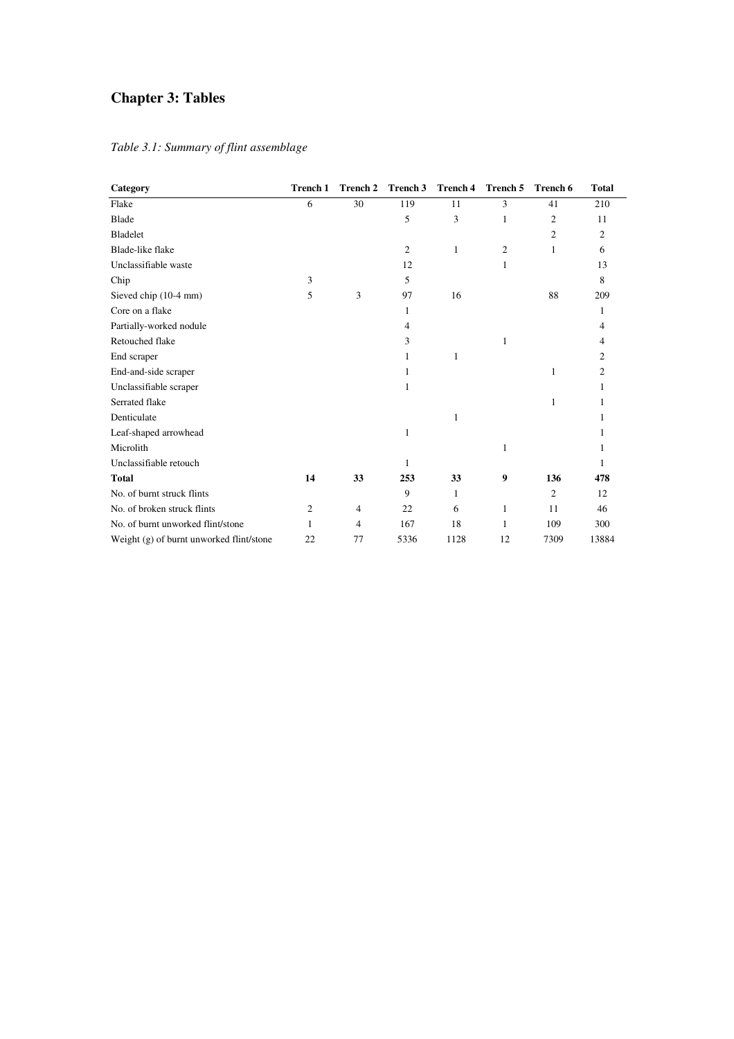# Chapter 3: Tables

*Table 3.1: Summary of flint assemblage*

| Category | Trench 1 | Trench 2 | Trench 3 | Trench 4 | Trench 5 | Trench 6 | Total |
|---|---|---|---|---|---|---|---|
| Flake | 6 | 30 | 119 | 11 | 3 | 41 | 210 |
| Blade | | | 5 | 3 | 1 | 2 | 11 |
| Bladelet | | | | | | 2 | 2 |
| Blade-like flake | | | 2 | 1 | 2 | 1 | 6 |
| Unclassifiable waste | | | 12 | | 1 | | 13 |
| Chip | 3 | | 5 | | | | 8 |
| Sieved chip (10-4 mm) | 5 | 3 | 97 | 16 | | 88 | 209 |
| Core on a flake | | | 1 | | | | 1 |
| Partially-worked nodule | | | 4 | | | | 4 |
| Retouched flake | | | 3 | | 1 | | 4 |
| End scraper | | | 1 | 1 | | | 2 |
| End-and-side scraper | | | 1 | | | 1 | 2 |
| Unclassifiable scraper | | | 1 | | | | 1 |
| Serrated flake | | | | | | 1 | 1 |
| Denticulate | | | | 1 | | | 1 |
| Leaf-shaped arrowhead | | | 1 | | | | 1 |
| Microlith | | | | | 1 | | 1 |
| Unclassifiable retouch | | | 1 | | | | 1 |
| **Total** | **14** | **33** | **253** | **33** | **9** | **136** | **478** |
| No. of burnt struck flints | | | 9 | 1 | | 2 | 12 |
| No. of broken struck flints | 2 | 4 | 22 | 6 | 1 | 11 | 46 |
| No. of burnt unworked flint/stone | 1 | 4 | 167 | 18 | 1 | 109 | 300 |
| Weight (g) of burnt unworked flint/stone | 22 | 77 | 5336 | 1128 | 12 | 7309 | 13884 |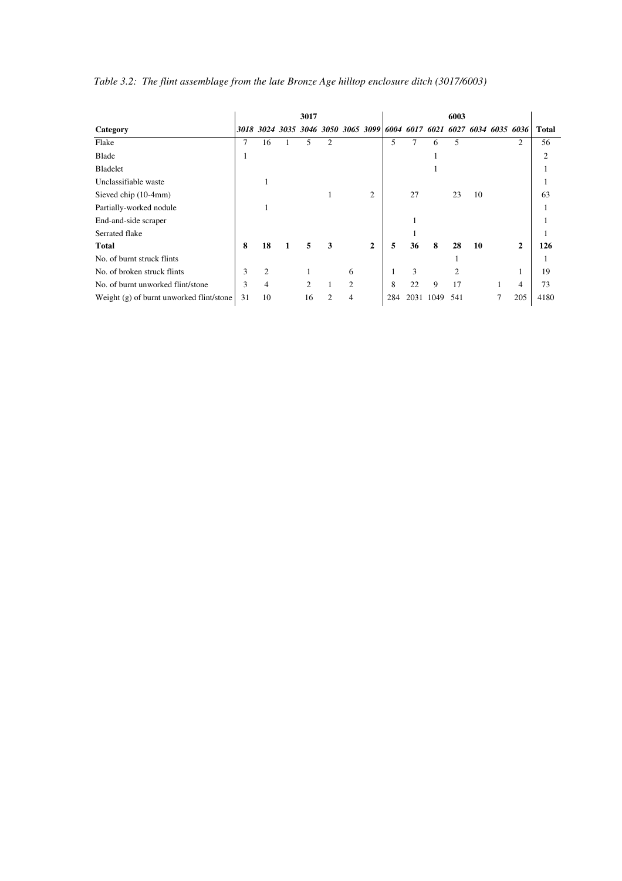*Table 3.2: The flint assemblage from the late Bronze Age hilltop enclosure ditch (3017/6003)*

| | 3017 | | | | | | | 6003 | | | | | | | |
|---|---|---|---|---|---|---|---|---|---|---|---|---|---|---|---|
| **Category** | ***3018*** | ***3024*** | ***3035*** | ***3046*** | ***3050*** | ***3065*** | ***3099*** | ***6004*** | ***6017*** | ***6021*** | ***6027*** | ***6034*** | ***6035*** | ***6036*** | **Total** |
| Flake | 7 | 16 | 1 | 5 | 2 | | | 5 | 7 | 6 | 5 | | | 2 | 56 |
| Blade | 1 | | | | | | | | | 1 | | | | | 2 |
| Bladelet | | | | | | | | | | 1 | | | | | 1 |
| Unclassifiable waste | | 1 | | | | | | | | | | | | | 1 |
| Sieved chip (10-4mm) | | | | | 1 | | 2 | | 27 | | 23 | 10 | | | 63 |
| Partially-worked nodule | | 1 | | | | | | | | | | | | | 1 |
| End-and-side scraper | | | | | | | | | 1 | | | | | | 1 |
| Serrated flake | | | | | | | | | 1 | | | | | | 1 |
| **Total** | **8** | **18** | **1** | **5** | **3** | | **2** | **5** | **36** | **8** | **28** | **10** | | **2** | **126** |
| No. of burnt struck flints | | | | | | | | | | | 1 | | | | 1 |
| No. of broken struck flints | 3 | 2 | | 1 | | 6 | | 1 | 3 | | 2 | | | 1 | 19 |
| No. of burnt unworked flint/stone | 3 | 4 | | 2 | 1 | 2 | | 8 | 22 | 9 | 17 | | 1 | 4 | 73 |
| Weight (g) of burnt unworked flint/stone | 31 | 10 | | 16 | 2 | 4 | | 284 | 2031 | 1049 | 541 | | 7 | 205 | 4180 |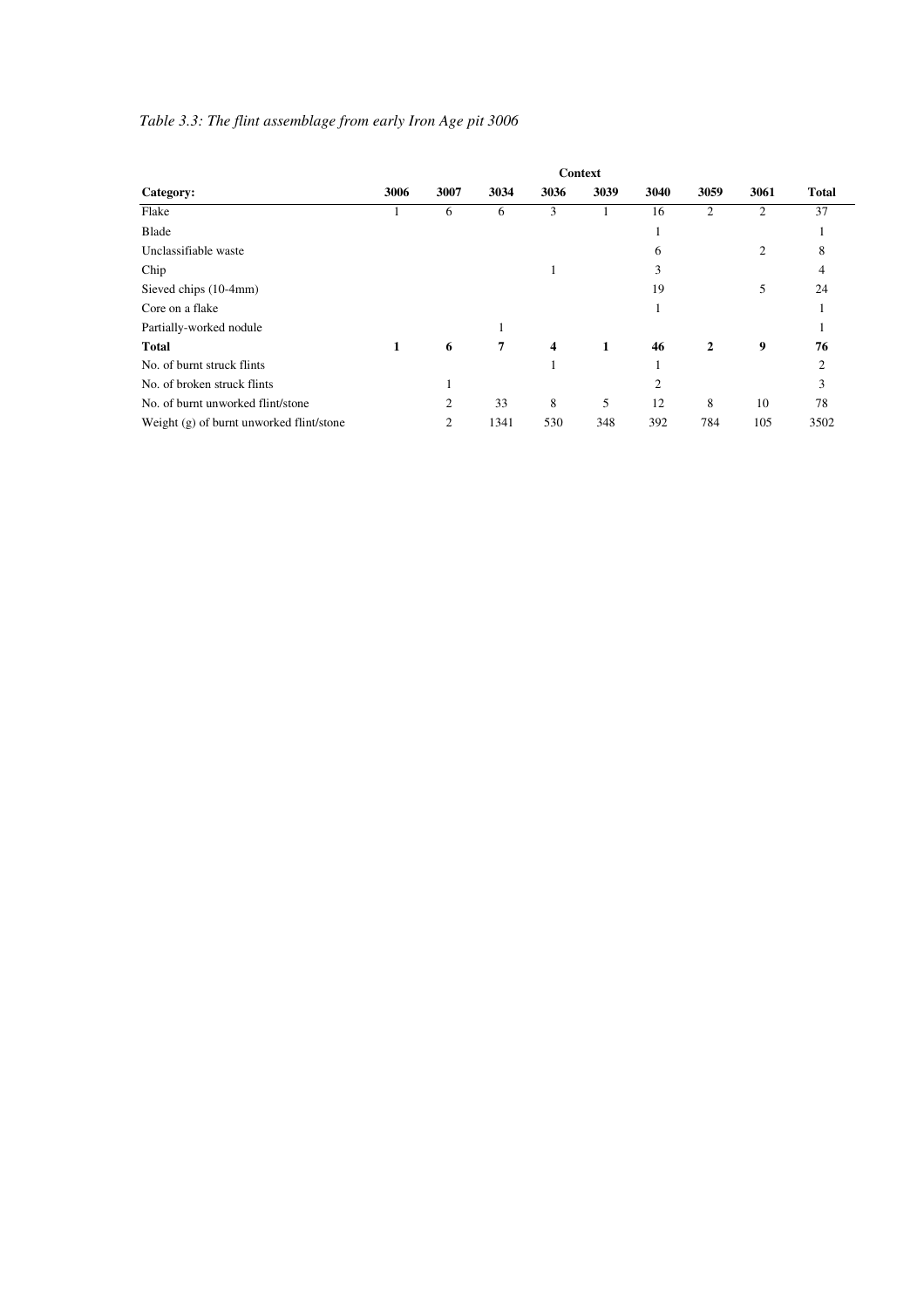*Table 3.3: The flint assemblage from early Iron Age pit 3006*

| | Context | | | | | | | | |
|---|---|---|---|---|---|---|---|---|---|
| **Category:** | **3006** | **3007** | **3034** | **3036** | **3039** | **3040** | **3059** | **3061** | **Total** |
| Flake | 1 | 6 | 6 | 3 | 1 | 16 | 2 | 2 | 37 |
| Blade | | | | | | 1 | | | 1 |
| Unclassifiable waste | | | | | | 6 | | 2 | 8 |
| Chip | | | | 1 | | 3 | | | 4 |
| Sieved chips (10-4mm) | | | | | | 19 | | 5 | 24 |
| Core on a flake | | | | | | 1 | | | 1 |
| Partially-worked nodule | | | 1 | | | | | | 1 |
| **Total** | **1** | **6** | **7** | **4** | **1** | **46** | **2** | **9** | **76** |
| No. of burnt struck flints | | | | 1 | | 1 | | | 2 |
| No. of broken struck flints | | 1 | | | | 2 | | | 3 |
| No. of burnt unworked flint/stone | | 2 | 33 | 8 | 5 | 12 | 8 | 10 | 78 |
| Weight (g) of burnt unworked flint/stone | | 2 | 1341 | 530 | 348 | 392 | 784 | 105 | 3502 |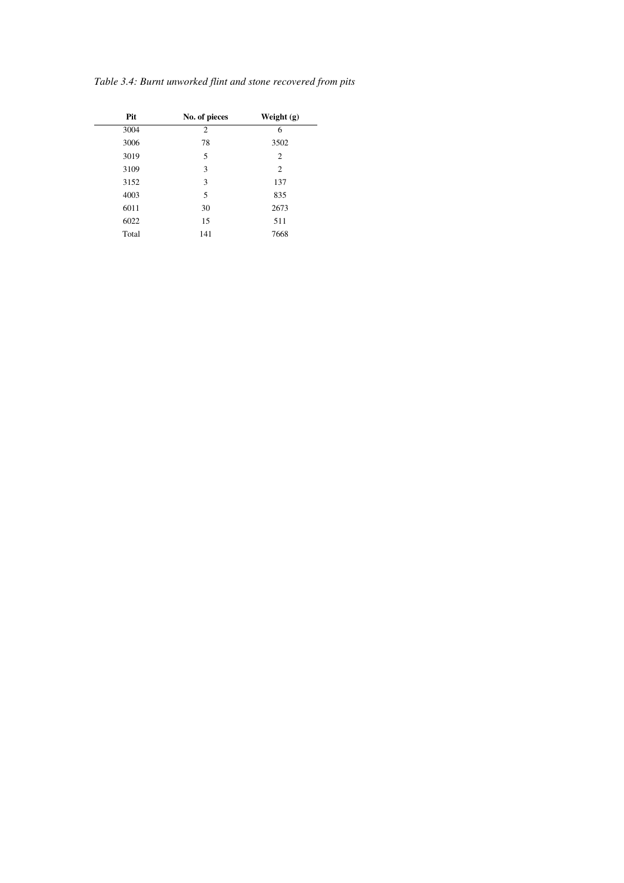*Table 3.4: Burnt unworked flint and stone recovered from pits*

| Pit | No. of pieces | Weight (g) |
|---|---|---|
| 3004 | 2 | 6 |
| 3006 | 78 | 3502 |
| 3019 | 5 | 2 |
| 3109 | 3 | 2 |
| 3152 | 3 | 137 |
| 4003 | 5 | 835 |
| 6011 | 30 | 2673 |
| 6022 | 15 | 511 |
| Total | 141 | 7668 |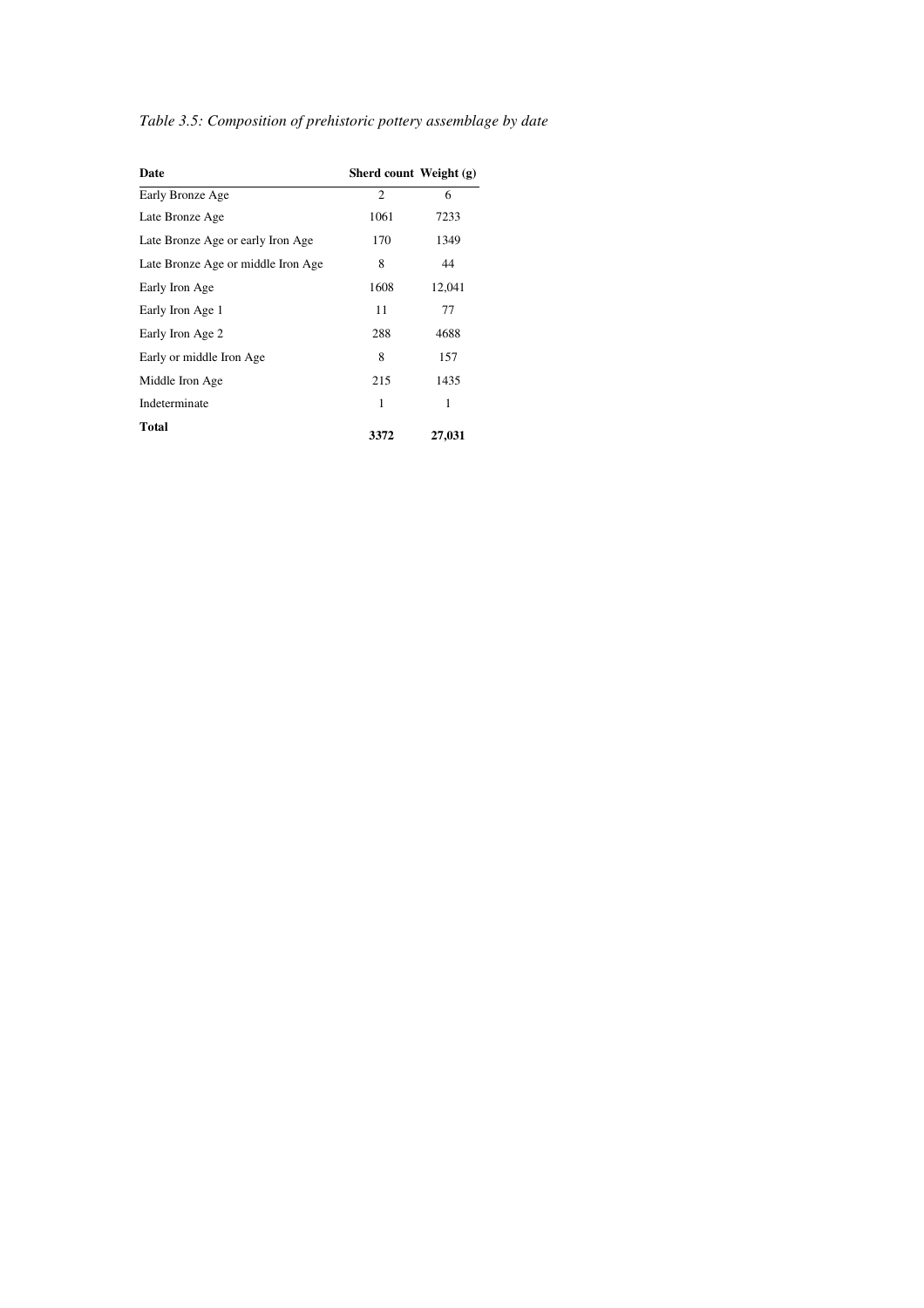*Table 3.5: Composition of prehistoric pottery assemblage by date*

| Date | Sherd count | Weight (g) |
|---|---|---|
| Early Bronze Age | 2 | 6 |
| Late Bronze Age | 1061 | 7233 |
| Late Bronze Age or early Iron Age | 170 | 1349 |
| Late Bronze Age or middle Iron Age | 8 | 44 |
| Early Iron Age | 1608 | 12,041 |
| Early Iron Age 1 | 11 | 77 |
| Early Iron Age 2 | 288 | 4688 |
| Early or middle Iron Age | 8 | 157 |
| Middle Iron Age | 215 | 1435 |
| Indeterminate | 1 | 1 |
| **Total** | **3372** | **27,031** |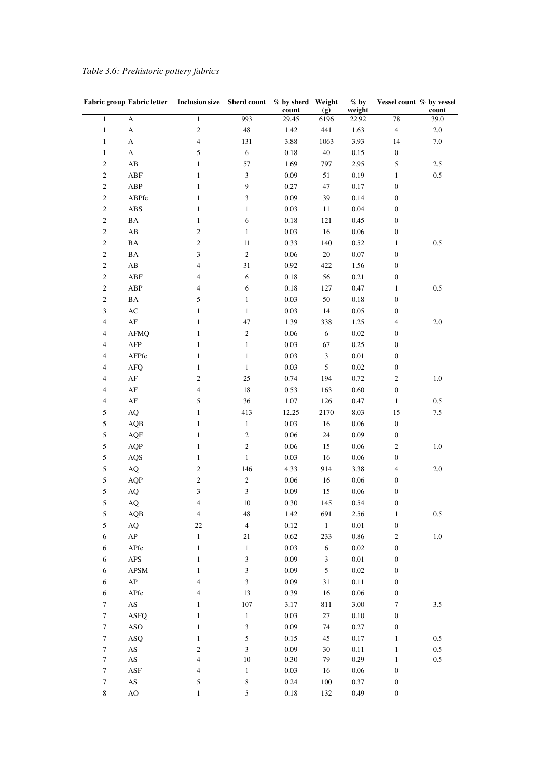*Table 3.6: Prehistoric pottery fabrics*

| Fabric group | Fabric letter | Inclusion size | Sherd count | % by sherd count | Weight (g) | % by weight | Vessel count | % by vessel count |
|---|---|---|---|---|---|---|---|---|
| 1 | A | 1 | 993 | 29.45 | 6196 | 22.92 | 78 | 39.0 |
| 1 | A | 2 | 48 | 1.42 | 441 | 1.63 | 4 | 2.0 |
| 1 | A | 4 | 131 | 3.88 | 1063 | 3.93 | 14 | 7.0 |
| 1 | A | 5 | 6 | 0.18 | 40 | 0.15 | 0 | |
| 2 | AB | 1 | 57 | 1.69 | 797 | 2.95 | 5 | 2.5 |
| 2 | ABF | 1 | 3 | 0.09 | 51 | 0.19 | 1 | 0.5 |
| 2 | ABP | 1 | 9 | 0.27 | 47 | 0.17 | 0 | |
| 2 | ABPfe | 1 | 3 | 0.09 | 39 | 0.14 | 0 | |
| 2 | ABS | 1 | 1 | 0.03 | 11 | 0.04 | 0 | |
| 2 | BA | 1 | 6 | 0.18 | 121 | 0.45 | 0 | |
| 2 | AB | 2 | 1 | 0.03 | 16 | 0.06 | 0 | |
| 2 | BA | 2 | 11 | 0.33 | 140 | 0.52 | 1 | 0.5 |
| 2 | BA | 3 | 2 | 0.06 | 20 | 0.07 | 0 | |
| 2 | AB | 4 | 31 | 0.92 | 422 | 1.56 | 0 | |
| 2 | ABF | 4 | 6 | 0.18 | 56 | 0.21 | 0 | |
| 2 | ABP | 4 | 6 | 0.18 | 127 | 0.47 | 1 | 0.5 |
| 2 | BA | 5 | 1 | 0.03 | 50 | 0.18 | 0 | |
| 3 | AC | 1 | 1 | 0.03 | 14 | 0.05 | 0 | |
| 4 | AF | 1 | 47 | 1.39 | 338 | 1.25 | 4 | 2.0 |
| 4 | AFMQ | 1 | 2 | 0.06 | 6 | 0.02 | 0 | |
| 4 | AFP | 1 | 1 | 0.03 | 67 | 0.25 | 0 | |
| 4 | AFPfe | 1 | 1 | 0.03 | 3 | 0.01 | 0 | |
| 4 | AFQ | 1 | 1 | 0.03 | 5 | 0.02 | 0 | |
| 4 | AF | 2 | 25 | 0.74 | 194 | 0.72 | 2 | 1.0 |
| 4 | AF | 4 | 18 | 0.53 | 163 | 0.60 | 0 | |
| 4 | AF | 5 | 36 | 1.07 | 126 | 0.47 | 1 | 0.5 |
| 5 | AQ | 1 | 413 | 12.25 | 2170 | 8.03 | 15 | 7.5 |
| 5 | AQB | 1 | 1 | 0.03 | 16 | 0.06 | 0 | |
| 5 | AQF | 1 | 2 | 0.06 | 24 | 0.09 | 0 | |
| 5 | AQP | 1 | 2 | 0.06 | 15 | 0.06 | 2 | 1.0 |
| 5 | AQS | 1 | 1 | 0.03 | 16 | 0.06 | 0 | |
| 5 | AQ | 2 | 146 | 4.33 | 914 | 3.38 | 4 | 2.0 |
| 5 | AQP | 2 | 2 | 0.06 | 16 | 0.06 | 0 | |
| 5 | AQ | 3 | 3 | 0.09 | 15 | 0.06 | 0 | |
| 5 | AQ | 4 | 10 | 0.30 | 145 | 0.54 | 0 | |
| 5 | AQB | 4 | 48 | 1.42 | 691 | 2.56 | 1 | 0.5 |
| 5 | AQ | 22 | 4 | 0.12 | 1 | 0.01 | 0 | |
| 6 | AP | 1 | 21 | 0.62 | 233 | 0.86 | 2 | 1.0 |
| 6 | APfe | 1 | 1 | 0.03 | 6 | 0.02 | 0 | |
| 6 | APS | 1 | 3 | 0.09 | 3 | 0.01 | 0 | |
| 6 | APSM | 1 | 3 | 0.09 | 5 | 0.02 | 0 | |
| 6 | AP | 4 | 3 | 0.09 | 31 | 0.11 | 0 | |
| 6 | APfe | 4 | 13 | 0.39 | 16 | 0.06 | 0 | |
| 7 | AS | 1 | 107 | 3.17 | 811 | 3.00 | 7 | 3.5 |
| 7 | ASFQ | 1 | 1 | 0.03 | 27 | 0.10 | 0 | |
| 7 | ASO | 1 | 3 | 0.09 | 74 | 0.27 | 0 | |
| 7 | ASQ | 1 | 5 | 0.15 | 45 | 0.17 | 1 | 0.5 |
| 7 | AS | 2 | 3 | 0.09 | 30 | 0.11 | 1 | 0.5 |
| 7 | AS | 4 | 10 | 0.30 | 79 | 0.29 | 1 | 0.5 |
| 7 | ASF | 4 | 1 | 0.03 | 16 | 0.06 | 0 | |
| 7 | AS | 5 | 8 | 0.24 | 100 | 0.37 | 0 | |
| 8 | AO | 1 | 5 | 0.18 | 132 | 0.49 | 0 | |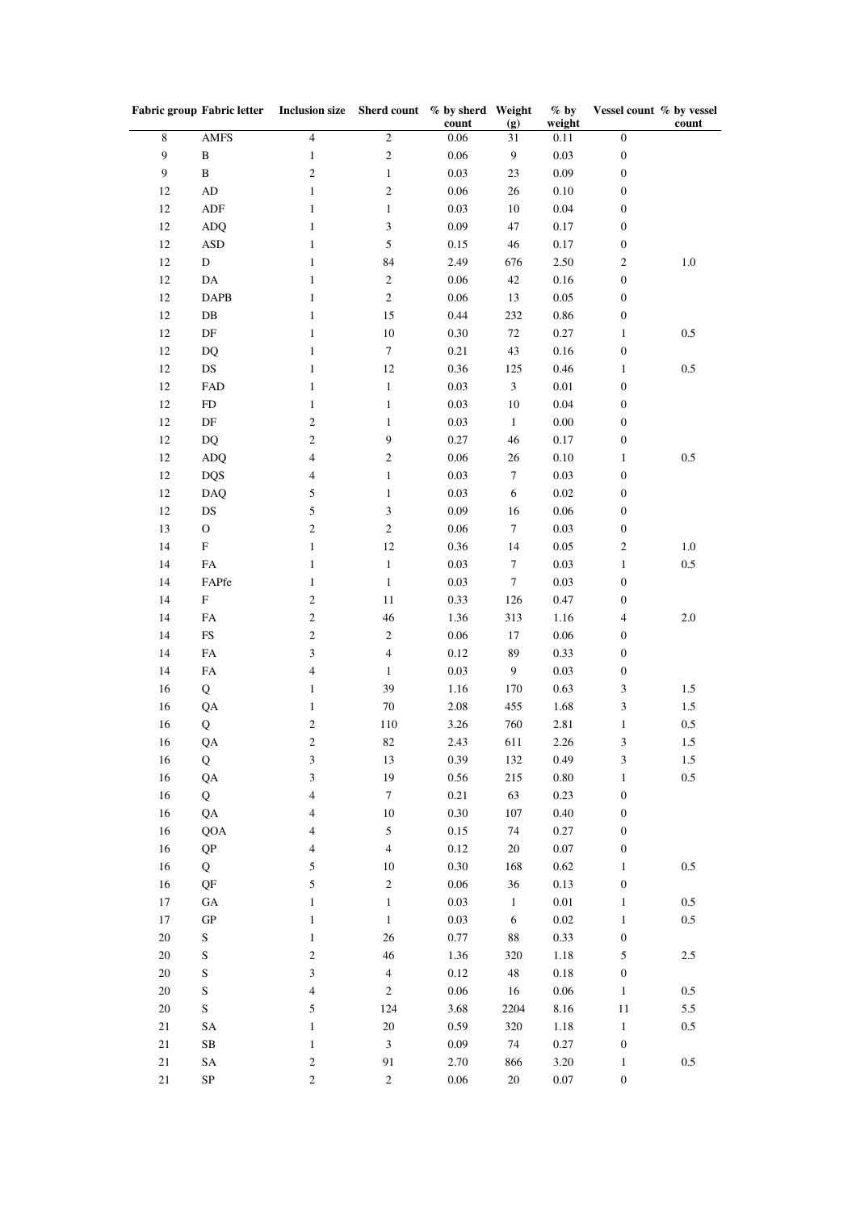| Fabric group | Fabric letter | Inclusion size | Sherd count | % by sherd count | Weight (g) | % by weight | Vessel count | % by vessel count |
|---|---|---|---|---|---|---|---|---|
| 8 | AMFS | 4 | 2 | 0.06 | 31 | 0.11 | 0 | |
| 9 | B | 1 | 2 | 0.06 | 9 | 0.03 | 0 | |
| 9 | B | 2 | 1 | 0.03 | 23 | 0.09 | 0 | |
| 12 | AD | 1 | 2 | 0.06 | 26 | 0.10 | 0 | |
| 12 | ADF | 1 | 1 | 0.03 | 10 | 0.04 | 0 | |
| 12 | ADQ | 1 | 3 | 0.09 | 47 | 0.17 | 0 | |
| 12 | ASD | 1 | 5 | 0.15 | 46 | 0.17 | 0 | |
| 12 | D | 1 | 84 | 2.49 | 676 | 2.50 | 2 | 1.0 |
| 12 | DA | 1 | 2 | 0.06 | 42 | 0.16 | 0 | |
| 12 | DAPB | 1 | 2 | 0.06 | 13 | 0.05 | 0 | |
| 12 | DB | 1 | 15 | 0.44 | 232 | 0.86 | 0 | |
| 12 | DF | 1 | 10 | 0.30 | 72 | 0.27 | 1 | 0.5 |
| 12 | DQ | 1 | 7 | 0.21 | 43 | 0.16 | 0 | |
| 12 | DS | 1 | 12 | 0.36 | 125 | 0.46 | 1 | 0.5 |
| 12 | FAD | 1 | 1 | 0.03 | 3 | 0.01 | 0 | |
| 12 | FD | 1 | 1 | 0.03 | 10 | 0.04 | 0 | |
| 12 | DF | 2 | 1 | 0.03 | 1 | 0.00 | 0 | |
| 12 | DQ | 2 | 9 | 0.27 | 46 | 0.17 | 0 | |
| 12 | ADQ | 4 | 2 | 0.06 | 26 | 0.10 | 1 | 0.5 |
| 12 | DQS | 4 | 1 | 0.03 | 7 | 0.03 | 0 | |
| 12 | DAQ | 5 | 1 | 0.03 | 6 | 0.02 | 0 | |
| 12 | DS | 5 | 3 | 0.09 | 16 | 0.06 | 0 | |
| 13 | O | 2 | 2 | 0.06 | 7 | 0.03 | 0 | |
| 14 | F | 1 | 12 | 0.36 | 14 | 0.05 | 2 | 1.0 |
| 14 | FA | 1 | 1 | 0.03 | 7 | 0.03 | 1 | 0.5 |
| 14 | FAPfe | 1 | 1 | 0.03 | 7 | 0.03 | 0 | |
| 14 | F | 2 | 11 | 0.33 | 126 | 0.47 | 0 | |
| 14 | FA | 2 | 46 | 1.36 | 313 | 1.16 | 4 | 2.0 |
| 14 | FS | 2 | 2 | 0.06 | 17 | 0.06 | 0 | |
| 14 | FA | 3 | 4 | 0.12 | 89 | 0.33 | 0 | |
| 14 | FA | 4 | 1 | 0.03 | 9 | 0.03 | 0 | |
| 16 | Q | 1 | 39 | 1.16 | 170 | 0.63 | 3 | 1.5 |
| 16 | QA | 1 | 70 | 2.08 | 455 | 1.68 | 3 | 1.5 |
| 16 | Q | 2 | 110 | 3.26 | 760 | 2.81 | 1 | 0.5 |
| 16 | QA | 2 | 82 | 2.43 | 611 | 2.26 | 3 | 1.5 |
| 16 | Q | 3 | 13 | 0.39 | 132 | 0.49 | 3 | 1.5 |
| 16 | QA | 3 | 19 | 0.56 | 215 | 0.80 | 1 | 0.5 |
| 16 | Q | 4 | 7 | 0.21 | 63 | 0.23 | 0 | |
| 16 | QA | 4 | 10 | 0.30 | 107 | 0.40 | 0 | |
| 16 | QOA | 4 | 5 | 0.15 | 74 | 0.27 | 0 | |
| 16 | QP | 4 | 4 | 0.12 | 20 | 0.07 | 0 | |
| 16 | Q | 5 | 10 | 0.30 | 168 | 0.62 | 1 | 0.5 |
| 16 | QF | 5 | 2 | 0.06 | 36 | 0.13 | 0 | |
| 17 | GA | 1 | 1 | 0.03 | 1 | 0.01 | 1 | 0.5 |
| 17 | GP | 1 | 1 | 0.03 | 6 | 0.02 | 1 | 0.5 |
| 20 | S | 1 | 26 | 0.77 | 88 | 0.33 | 0 | |
| 20 | S | 2 | 46 | 1.36 | 320 | 1.18 | 5 | 2.5 |
| 20 | S | 3 | 4 | 0.12 | 48 | 0.18 | 0 | |
| 20 | S | 4 | 2 | 0.06 | 16 | 0.06 | 1 | 0.5 |
| 20 | S | 5 | 124 | 3.68 | 2204 | 8.16 | 11 | 5.5 |
| 21 | SA | 1 | 20 | 0.59 | 320 | 1.18 | 1 | 0.5 |
| 21 | SB | 1 | 3 | 0.09 | 74 | 0.27 | 0 | |
| 21 | SA | 2 | 91 | 2.70 | 866 | 3.20 | 1 | 0.5 |
| 21 | SP | 2 | 2 | 0.06 | 20 | 0.07 | 0 | |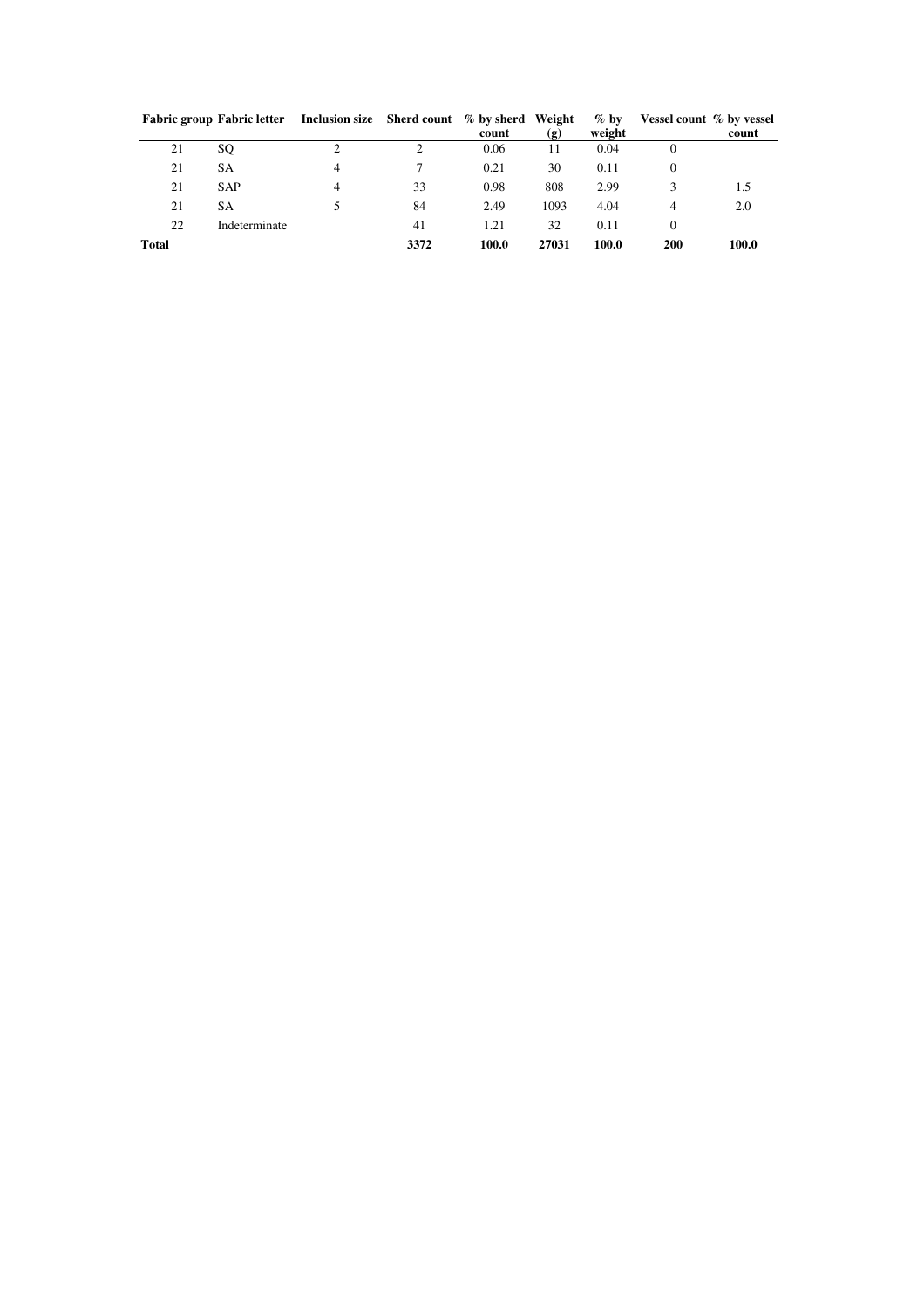| Fabric group | Fabric letter | Inclusion size | Sherd count | % by sherd count | Weight (g) | % by weight | Vessel count | % by vessel count |
|---|---|---|---|---|---|---|---|---|
| 21 | SQ | 2 | 2 | 0.06 | 11 | 0.04 | 0 | |
| 21 | SA | 4 | 7 | 0.21 | 30 | 0.11 | 0 | |
| 21 | SAP | 4 | 33 | 0.98 | 808 | 2.99 | 3 | 1.5 |
| 21 | SA | 5 | 84 | 2.49 | 1093 | 4.04 | 4 | 2.0 |
| 22 | Indeterminate | | 41 | 1.21 | 32 | 0.11 | 0 | |
| **Total** | | | **3372** | **100.0** | **27031** | **100.0** | **200** | **100.0** |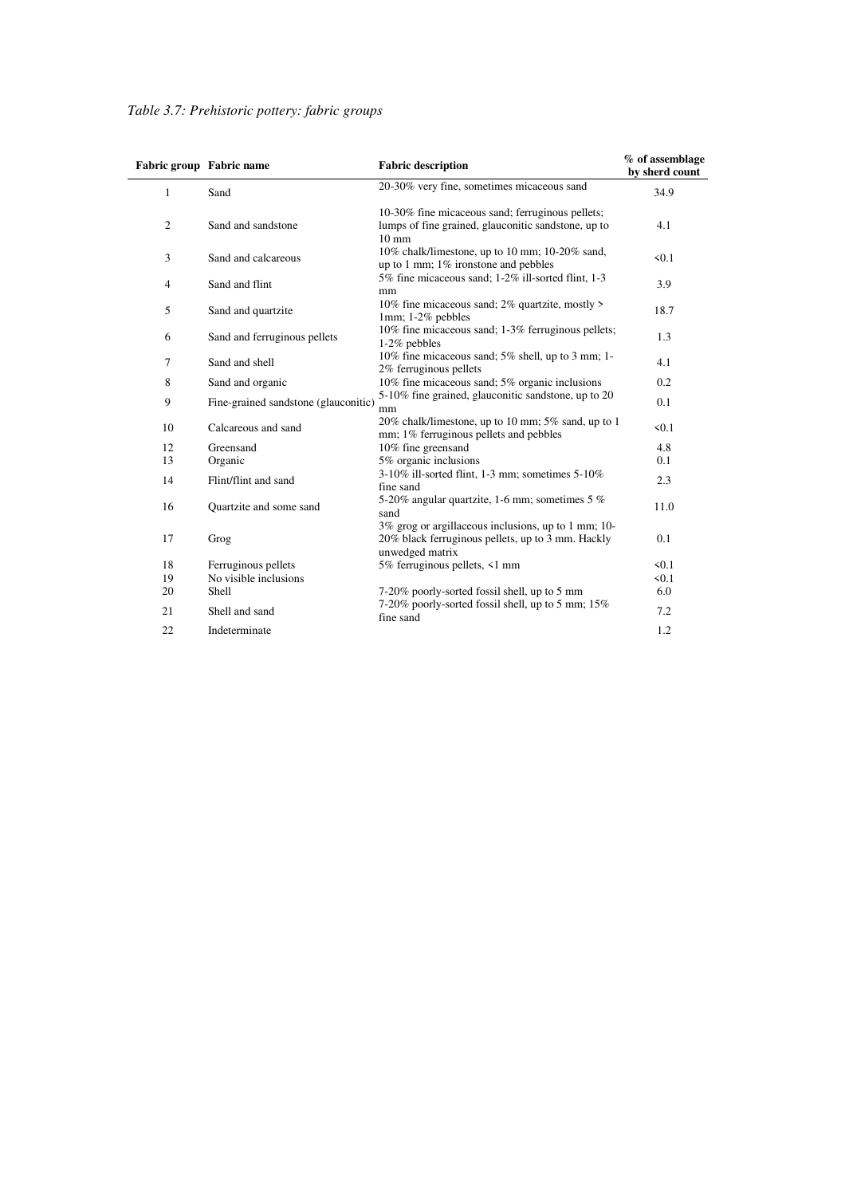*Table 3.7: Prehistoric pottery: fabric groups*

| Fabric group | Fabric name | Fabric description | % of assemblage by sherd count |
|---|---|---|---|
| 1 | Sand | 20-30% very fine, sometimes micaceous sand | 34.9 |
| 2 | Sand and sandstone | 10-30% fine micaceous sand; ferruginous pellets; lumps of fine grained, glauconitic sandstone, up to 10 mm | 4.1 |
| 3 | Sand and calcareous | 10% chalk/limestone, up to 10 mm; 10-20% sand, up to 1 mm; 1% ironstone and pebbles | <0.1 |
| 4 | Sand and flint | 5% fine micaceous sand; 1-2% ill-sorted flint, 1-3 mm | 3.9 |
| 5 | Sand and quartzite | 10% fine micaceous sand; 2% quartzite, mostly > 1mm; 1-2% pebbles | 18.7 |
| 6 | Sand and ferruginous pellets | 10% fine micaceous sand; 1-3% ferruginous pellets; 1-2% pebbles | 1.3 |
| 7 | Sand and shell | 10% fine micaceous sand; 5% shell, up to 3 mm; 1-2% ferruginous pellets | 4.1 |
| 8 | Sand and organic | 10% fine micaceous sand; 5% organic inclusions | 0.2 |
| 9 | Fine-grained sandstone (glauconitic) | 5-10% fine grained, glauconitic sandstone, up to 20 mm | 0.1 |
| 10 | Calcareous and sand | 20% chalk/limestone, up to 10 mm; 5% sand, up to 1 mm; 1% ferruginous pellets and pebbles | <0.1 |
| 12 | Greensand | 10% fine greensand | 4.8 |
| 13 | Organic | 5% organic inclusions | 0.1 |
| 14 | Flint/flint and sand | 3-10% ill-sorted flint, 1-3 mm; sometimes 5-10% fine sand | 2.3 |
| 16 | Quartzite and some sand | 5-20% angular quartzite, 1-6 mm; sometimes 5 % sand | 11.0 |
| 17 | Grog | 3% grog or argillaceous inclusions, up to 1 mm; 10-20% black ferruginous pellets, up to 3 mm. Hackly unwedged matrix | 0.1 |
| 18 | Ferruginous pellets | 5% ferruginous pellets, <1 mm | <0.1 |
| 19 | No visible inclusions | | <0.1 |
| 20 | Shell | 7-20% poorly-sorted fossil shell, up to 5 mm | 6.0 |
| 21 | Shell and sand | 7-20% poorly-sorted fossil shell, up to 5 mm; 15% fine sand | 7.2 |
| 22 | Indeterminate | | 1.2 |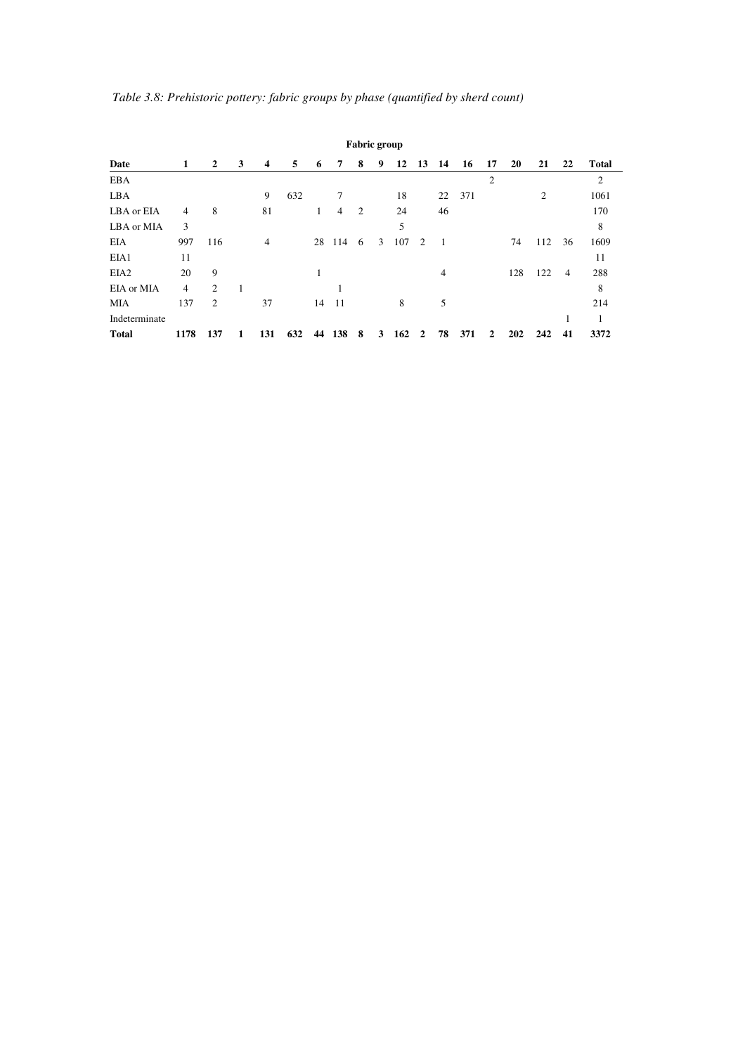*Table 3.8: Prehistoric pottery: fabric groups by phase (quantified by sherd count)*

| | Fabric group | | | | | | | | | | | | | | | | | |
|---|---|---|---|---|---|---|---|---|---|---|---|---|---|---|---|---|---|---|
| **Date** | **1** | **2** | **3** | **4** | **5** | **6** | **7** | **8** | **9** | **12** | **13** | **14** | **16** | **17** | **20** | **21** | **22** | **Total** |
| EBA | | | | | | | | | | | | | | 2 | | | | 2 |
| LBA | | | | 9 | 632 | | 7 | | | 18 | | 22 | 371 | | | 2 | | 1061 |
| LBA or EIA | 4 | 8 | | 81 | | 1 | 4 | 2 | | 24 | | 46 | | | | | | 170 |
| LBA or MIA | 3 | | | | | | | | | 5 | | | | | | | | 8 |
| EIA | 997 | 116 | | 4 | | 28 | 114 | 6 | 3 | 107 | 2 | 1 | | | 74 | 112 | 36 | 1609 |
| EIA1 | 11 | | | | | | | | | | | | | | | | | 11 |
| EIA2 | 20 | 9 | | | | 1 | | | | | | 4 | | | 128 | 122 | 4 | 288 |
| EIA or MIA | 4 | 2 | 1 | | | | 1 | | | | | | | | | | | 8 |
| MIA | 137 | 2 | | 37 | | 14 | 11 | | | 8 | | 5 | | | | | | 214 |
| Indeterminate | | | | | | | | | | | | | | | | | 1 | 1 |
| **Total** | **1178** | **137** | **1** | **131** | **632** | **44** | **138** | **8** | **3** | **162** | **2** | **78** | **371** | **2** | **202** | **242** | **41** | **3372** |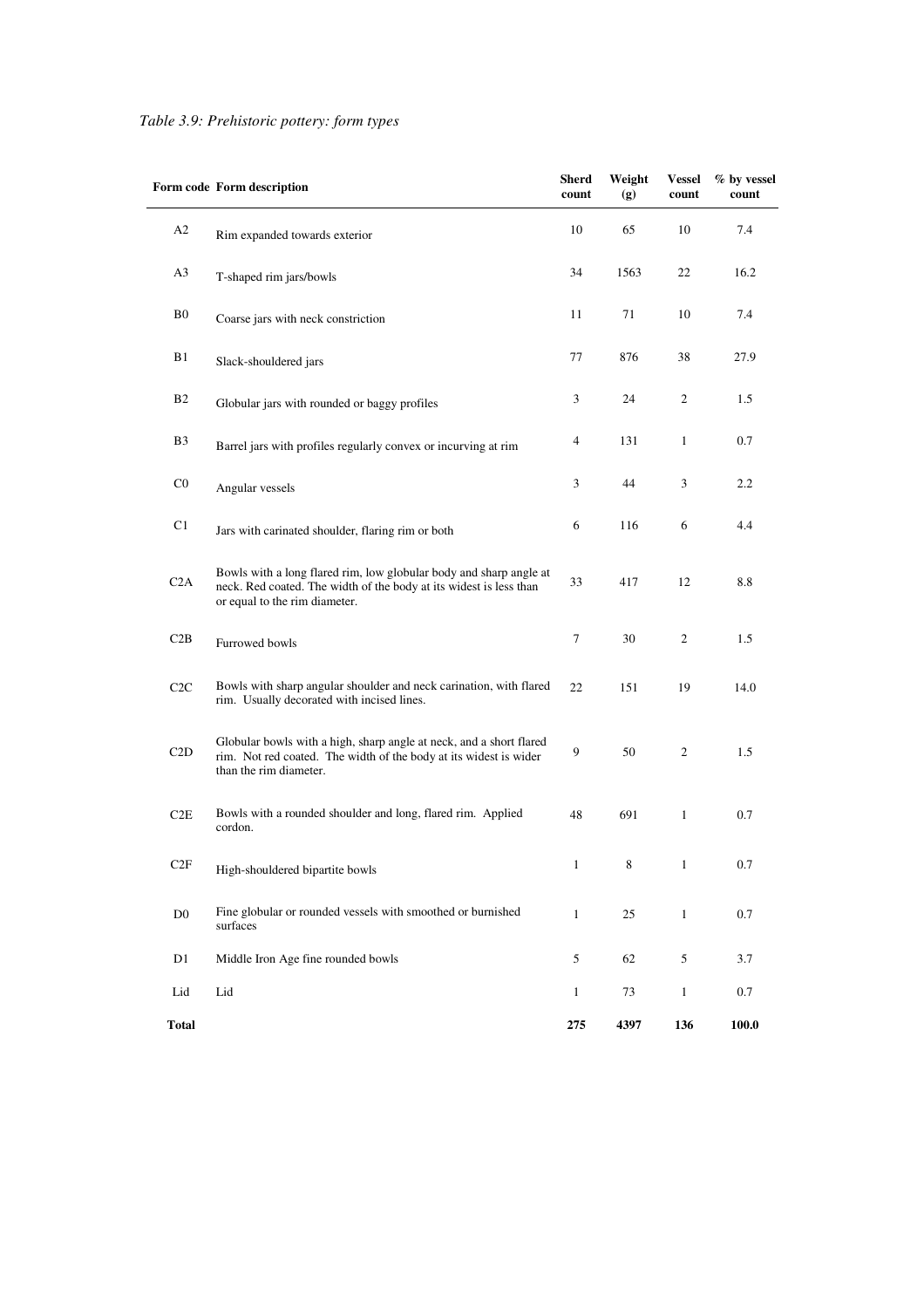*Table 3.9: Prehistoric pottery: form types*

| Form code | Form description | Sherd count | Weight (g) | Vessel count | % by vessel count |
|---|---|---|---|---|---|
| A2 | Rim expanded towards exterior | 10 | 65 | 10 | 7.4 |
| A3 | T-shaped rim jars/bowls | 34 | 1563 | 22 | 16.2 |
| B0 | Coarse jars with neck constriction | 11 | 71 | 10 | 7.4 |
| B1 | Slack-shouldered jars | 77 | 876 | 38 | 27.9 |
| B2 | Globular jars with rounded or baggy profiles | 3 | 24 | 2 | 1.5 |
| B3 | Barrel jars with profiles regularly convex or incurving at rim | 4 | 131 | 1 | 0.7 |
| C0 | Angular vessels | 3 | 44 | 3 | 2.2 |
| C1 | Jars with carinated shoulder, flaring rim or both | 6 | 116 | 6 | 4.4 |
| C2A | Bowls with a long flared rim, low globular body and sharp angle at neck. Red coated. The width of the body at its widest is less than or equal to the rim diameter. | 33 | 417 | 12 | 8.8 |
| C2B | Furrowed bowls | 7 | 30 | 2 | 1.5 |
| C2C | Bowls with sharp angular shoulder and neck carination, with flared rim. Usually decorated with incised lines. | 22 | 151 | 19 | 14.0 |
| C2D | Globular bowls with a high, sharp angle at neck, and a short flared rim. Not red coated. The width of the body at its widest is wider than the rim diameter. | 9 | 50 | 2 | 1.5 |
| C2E | Bowls with a rounded shoulder and long, flared rim. Applied cordon. | 48 | 691 | 1 | 0.7 |
| C2F | High-shouldered bipartite bowls | 1 | 8 | 1 | 0.7 |
| D0 | Fine globular or rounded vessels with smoothed or burnished surfaces | 1 | 25 | 1 | 0.7 |
| D1 | Middle Iron Age fine rounded bowls | 5 | 62 | 5 | 3.7 |
| Lid | Lid | 1 | 73 | 1 | 0.7 |
| **Total** | | **275** | **4397** | **136** | **100.0** |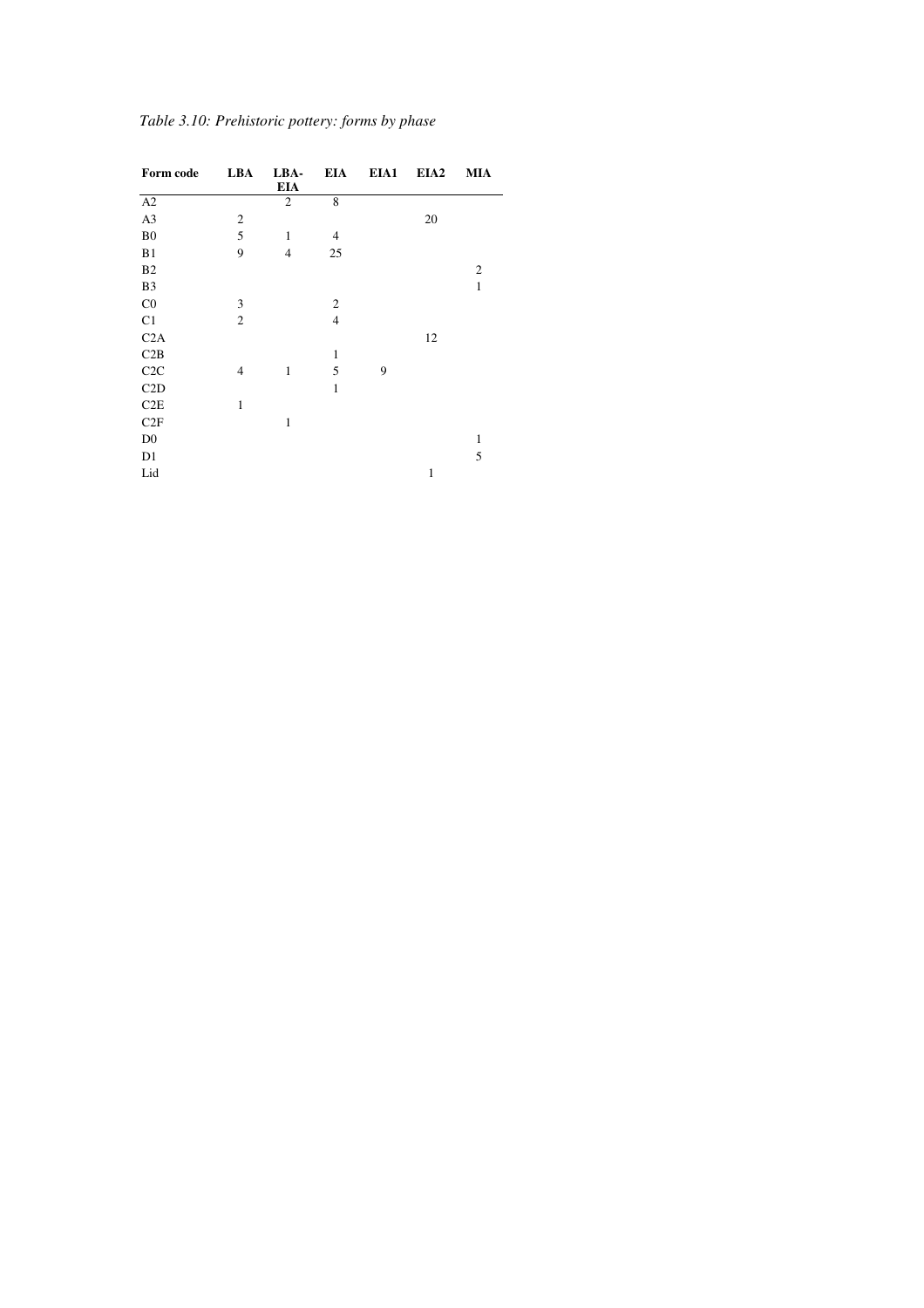*Table 3.10: Prehistoric pottery: forms by phase*

| Form code | LBA | LBA-EIA | EIA | EIA1 | EIA2 | MIA |
|---|---|---|---|---|---|---|
| A2 | | 2 | 8 | | | |
| A3 | 2 | | | | 20 | |
| B0 | 5 | 1 | 4 | | | |
| B1 | 9 | 4 | 25 | | | |
| B2 | | | | | | 2 |
| B3 | | | | | | 1 |
| C0 | 3 | | 2 | | | |
| C1 | 2 | | 4 | | | |
| C2A | | | | | 12 | |
| C2B | | | 1 | | | |
| C2C | 4 | 1 | 5 | 9 | | |
| C2D | | | 1 | | | |
| C2E | 1 | | | | | |
| C2F | | 1 | | | | |
| D0 | | | | | | 1 |
| D1 | | | | | | 5 |
| Lid | | | | | 1 | |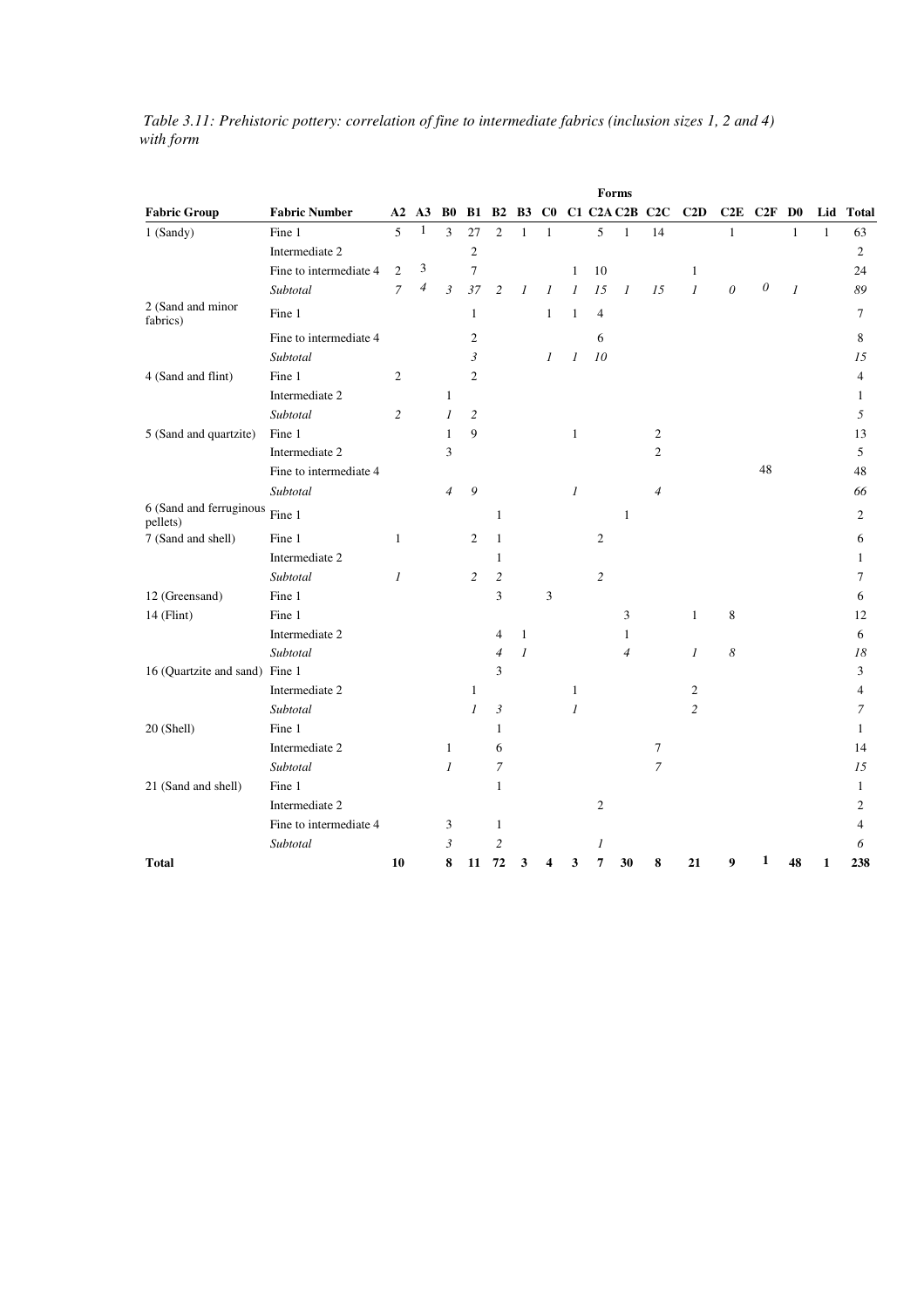*Table 3.11: Prehistoric pottery: correlation of fine to intermediate fabrics (inclusion sizes 1, 2 and 4) with form*

| | | Forms | | | | | | | | | | | | | | | | |
|---|---|---|---|---|---|---|---|---|---|---|---|---|---|---|---|---|---|---|
| **Fabric Group** | **Fabric Number** | **A2** | **A3** | **B0** | **B1** | **B2** | **B3** | **C0** | **C1** | **C2A** | **C2B** | **C2C** | **C2D** | **C2E** | **C2F** | **D0** | **Lid** | **Total** |
| 1 (Sandy) | Fine 1 | 5 | 1 | 3 | 27 | 2 | 1 | 1 | | 5 | 1 | 14 | | 1 | | 1 | 1 | 63 |
| | Intermediate 2 | | | | 2 | | | | | | | | | | | | | 2 |
| | Fine to intermediate 4 | 2 | 3 | | 7 | | | | 1 | 10 | | | 1 | | | | | 24 |
| | *Subtotal* | *7* | *4* | *3* | *37* | *2* | *1* | *1* | *1* | *15* | *1* | *15* | *1* | *0* | *0* | *1* | | *89* |
| 2 (Sand and minor fabrics) | Fine 1 | | | | 1 | | | 1 | 1 | 4 | | | | | | | | 7 |
| | Fine to intermediate 4 | | | | 2 | | | | | 6 | | | | | | | | 8 |
| | *Subtotal* | | | | *3* | | | *1* | *1* | *10* | | | | | | | | *15* |
| 4 (Sand and flint) | Fine 1 | 2 | | | 2 | | | | | | | | | | | | | 4 |
| | Intermediate 2 | | | 1 | | | | | | | | | | | | | | 1 |
| | *Subtotal* | *2* | | *1* | *2* | | | | | | | | | | | | | *5* |
| 5 (Sand and quartzite) | Fine 1 | | | 1 | 9 | | | | 1 | | | 2 | | | | | | 13 |
| | Intermediate 2 | | | 3 | | | | | | | | 2 | | | | | | 5 |
| | Fine to intermediate 4 | | | | | | | | | | | | | | 48 | | | 48 |
| | *Subtotal* | | | *4* | *9* | | | | *1* | | | *4* | | | | | | *66* |
| 6 (Sand and ferruginous pellets) | Fine 1 | | | | | 1 | | | | | 1 | | | | | | | 2 |
| 7 (Sand and shell) | Fine 1 | 1 | | | 2 | 1 | | | | 2 | | | | | | | | 6 |
| | Intermediate 2 | | | | | 1 | | | | | | | | | | | | 1 |
| | *Subtotal* | *1* | | | *2* | *2* | | | | *2* | | | | | | | | 7 |
| 12 (Greensand) | Fine 1 | | | | | 3 | | 3 | | | | | | | | | | 6 |
| 14 (Flint) | Fine 1 | | | | | | | | | | 3 | | 1 | 8 | | | | 12 |
| | Intermediate 2 | | | | | 4 | 1 | | | | 1 | | | | | | | 6 |
| | *Subtotal* | | | | | *4* | *1* | | | | *4* | | *1* | *8* | | | | *18* |
| 16 (Quartzite and sand) | Fine 1 | | | | | 3 | | | | | | | | | | | | 3 |
| | Intermediate 2 | | | | 1 | | | | 1 | | | | 2 | | | | | 4 |
| | *Subtotal* | | | | *1* | *3* | | | *1* | | | | *2* | | | | | 7 |
| 20 (Shell) | Fine 1 | | | | | 1 | | | | | | | | | | | | 1 |
| | Intermediate 2 | | | 1 | | 6 | | | | | | 7 | | | | | | 14 |
| | *Subtotal* | | | *1* | | *7* | | | | | | *7* | | | | | | *15* |
| 21 (Sand and shell) | Fine 1 | | | | | 1 | | | | | | | | | | | | 1 |
| | Intermediate 2 | | | | | | | | | 2 | | | | | | | | 2 |
| | Fine to intermediate 4 | | | 3 | | 1 | | | | | | | | | | | | 4 |
| | *Subtotal* | | | *3* | | *2* | | | | *1* | | | | | | | | *6* |
| **Total** | | **10** | | **8** | **11** | **72** | **3** | **4** | **3** | **7** | **30** | **8** | **21** | **9** | **1** | **48** | **1** | **238** |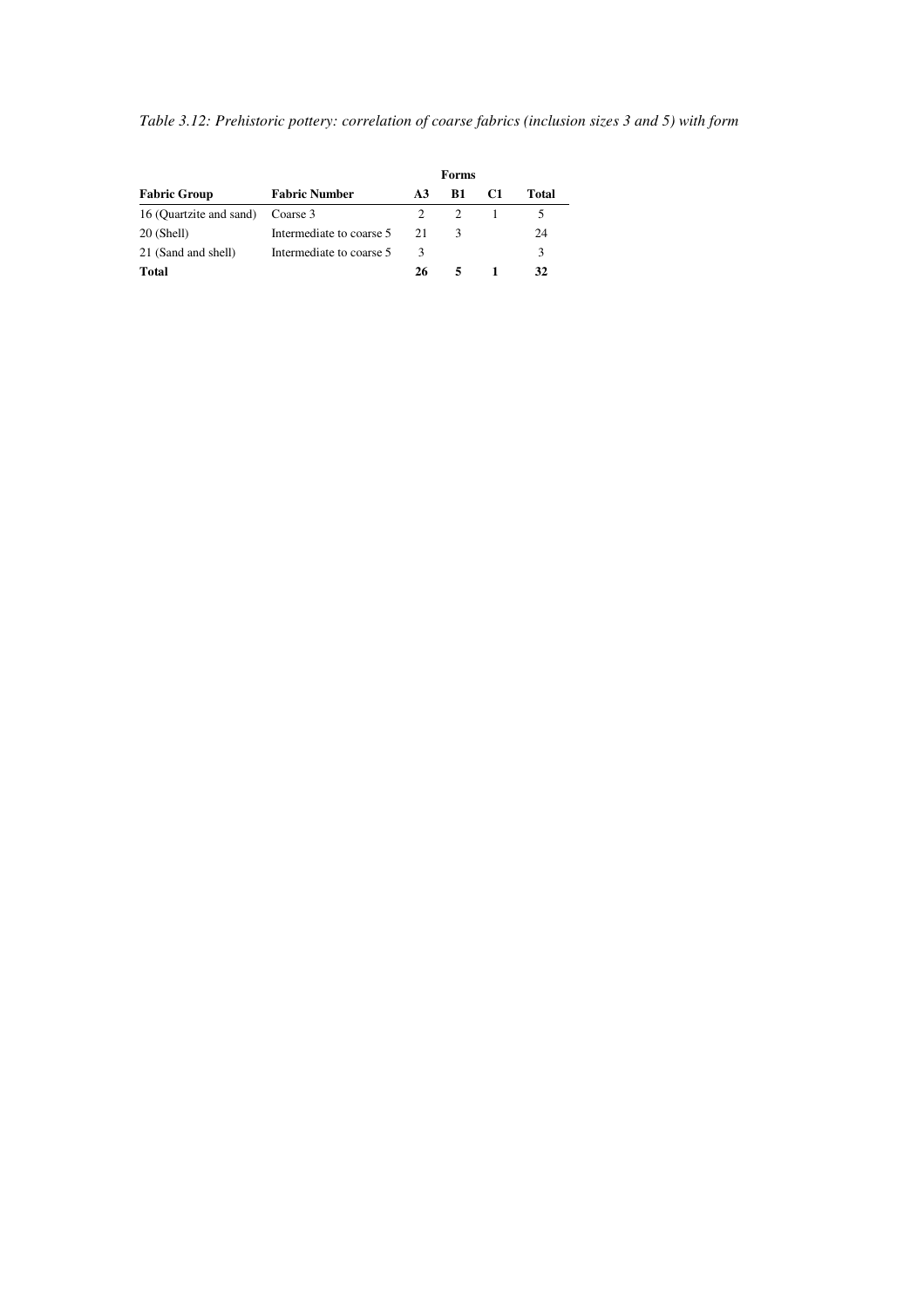*Table 3.12: Prehistoric pottery: correlation of coarse fabrics (inclusion sizes 3 and 5) with form*

| | | Forms | | | |
|---|---|---|---|---|---|
| **Fabric Group** | **Fabric Number** | **A3** | **B1** | **C1** | **Total** |
| 16 (Quartzite and sand) | Coarse 3 | 2 | 2 | 1 | 5 |
| 20 (Shell) | Intermediate to coarse 5 | 21 | 3 | | 24 |
| 21 (Sand and shell) | Intermediate to coarse 5 | 3 | | | 3 |
| **Total** | | **26** | **5** | **1** | **32** |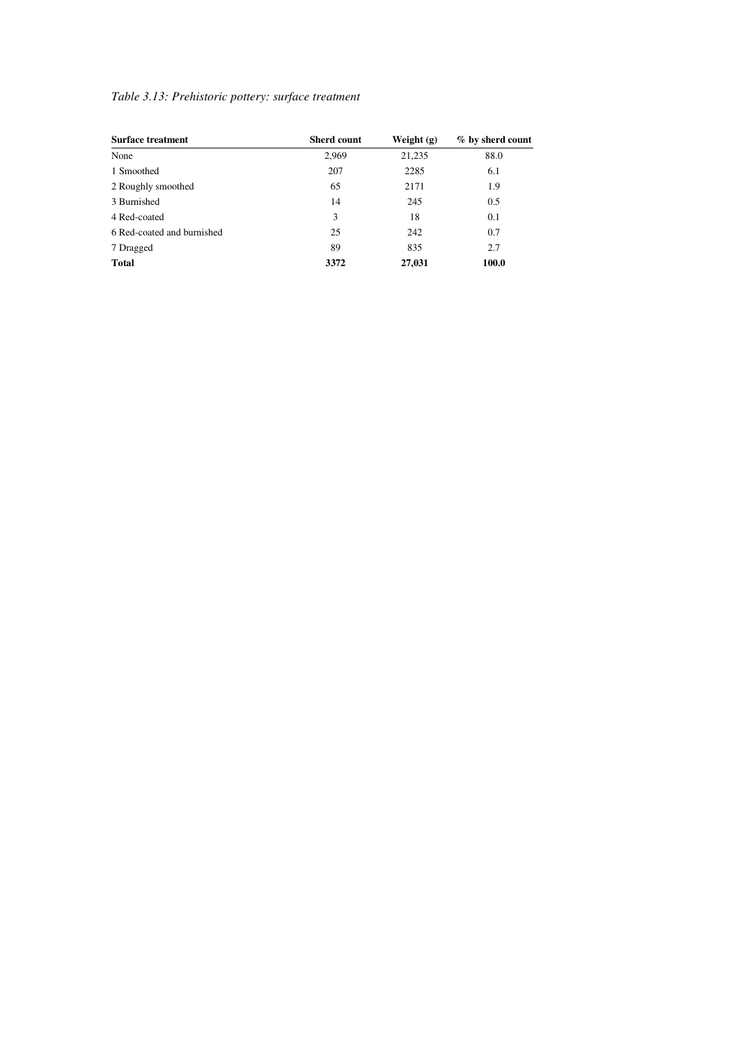*Table 3.13: Prehistoric pottery: surface treatment*

| **Surface treatment** | **Sherd count** | **Weight (g)** | **% by sherd count** |
|---|---|---|---|
| None | 2,969 | 21,235 | 88.0 |
| 1 Smoothed | 207 | 2285 | 6.1 |
| 2 Roughly smoothed | 65 | 2171 | 1.9 |
| 3 Burnished | 14 | 245 | 0.5 |
| 4 Red-coated | 3 | 18 | 0.1 |
| 6 Red-coated and burnished | 25 | 242 | 0.7 |
| 7 Dragged | 89 | 835 | 2.7 |
| **Total** | **3372** | **27,031** | **100.0** |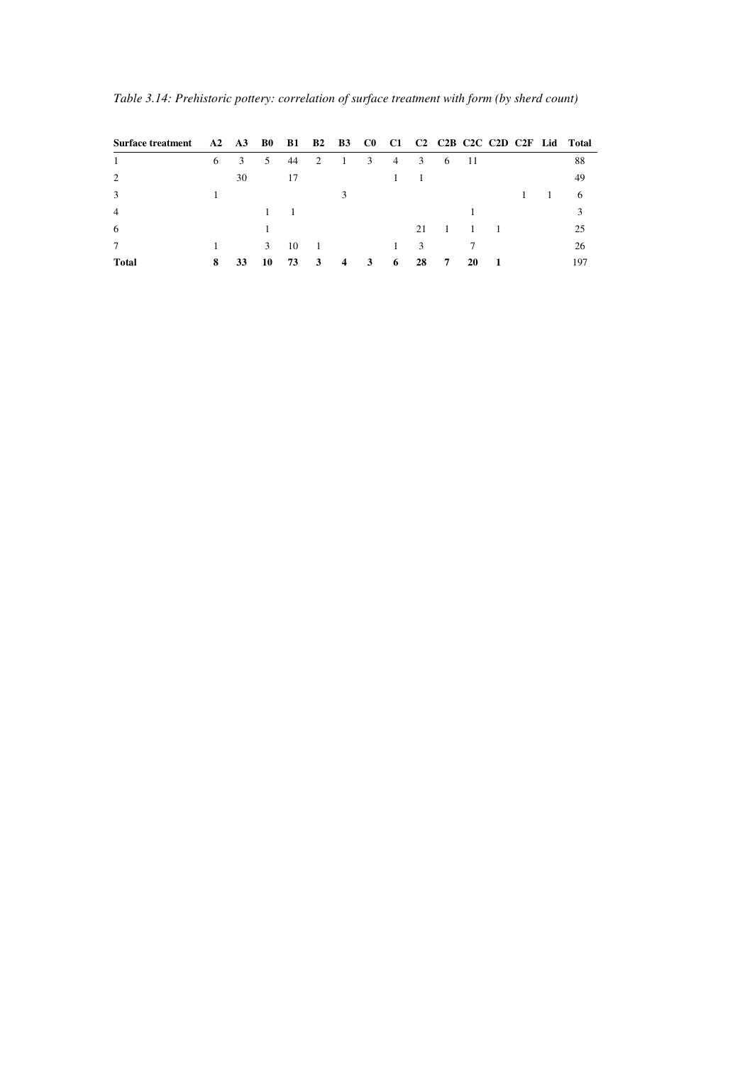*Table 3.14: Prehistoric pottery: correlation of surface treatment with form (by sherd count)*

| Surface treatment | A2 | A3 | B0 | B1 | B2 | B3 | C0 | C1 | C2 | C2B | C2C | C2D | C2F | Lid | Total |
|---|---|---|---|---|---|---|---|---|---|---|---|---|---|---|---|
| 1 | 6 | 3 | 5 | 44 | 2 | 1 | 3 | 4 | 3 | 6 | 11 | | | | 88 |
| 2 | | 30 | | 17 | | | | 1 | 1 | | | | | | 49 |
| 3 | 1 | | | | | 3 | | | | | | | 1 | 1 | 6 |
| 4 | | | 1 | 1 | | | | | | | 1 | | | | 3 |
| 6 | | | 1 | | | | | | 21 | 1 | 1 | 1 | | | 25 |
| 7 | 1 | | 3 | 10 | 1 | | | 1 | 3 | | 7 | | | | 26 |
| **Total** | **8** | **33** | **10** | **73** | **3** | **4** | **3** | **6** | **28** | **7** | **20** | **1** | | | 197 |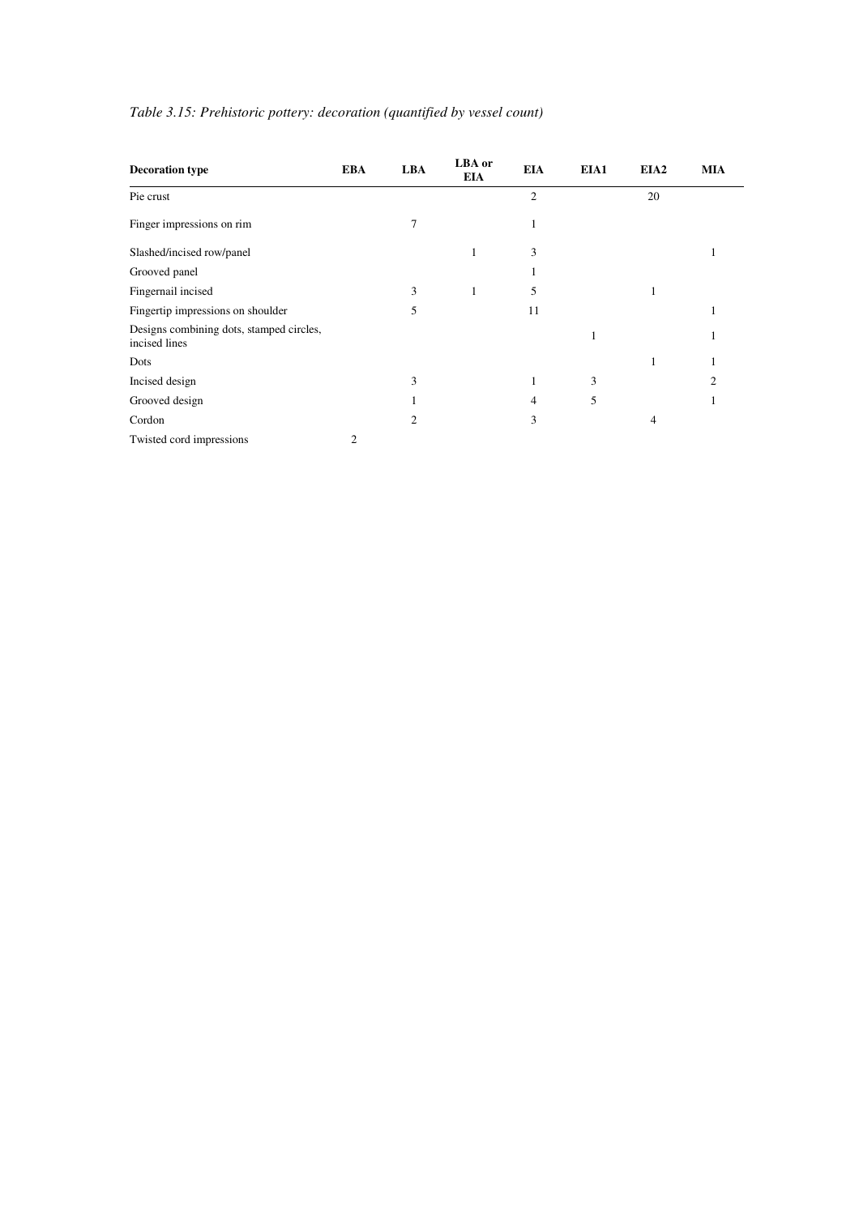*Table 3.15: Prehistoric pottery: decoration (quantified by vessel count)*

| Decoration type | EBA | LBA | LBA or EIA | EIA | EIA1 | EIA2 | MIA |
|---|---|---|---|---|---|---|---|
| Pie crust | | | | 2 | | 20 | |
| Finger impressions on rim | | 7 | | 1 | | | |
| Slashed/incised row/panel | | | 1 | 3 | | | 1 |
| Grooved panel | | | | 1 | | | |
| Fingernail incised | | 3 | 1 | 5 | | 1 | |
| Fingertip impressions on shoulder | | 5 | | 11 | | | 1 |
| Designs combining dots, stamped circles, incised lines | | | | | 1 | | 1 |
| Dots | | | | | | 1 | 1 |
| Incised design | | 3 | | 1 | 3 | | 2 |
| Grooved design | | 1 | | 4 | 5 | | 1 |
| Cordon | | 2 | | 3 | | 4 | |
| Twisted cord impressions | 2 | | | | | | |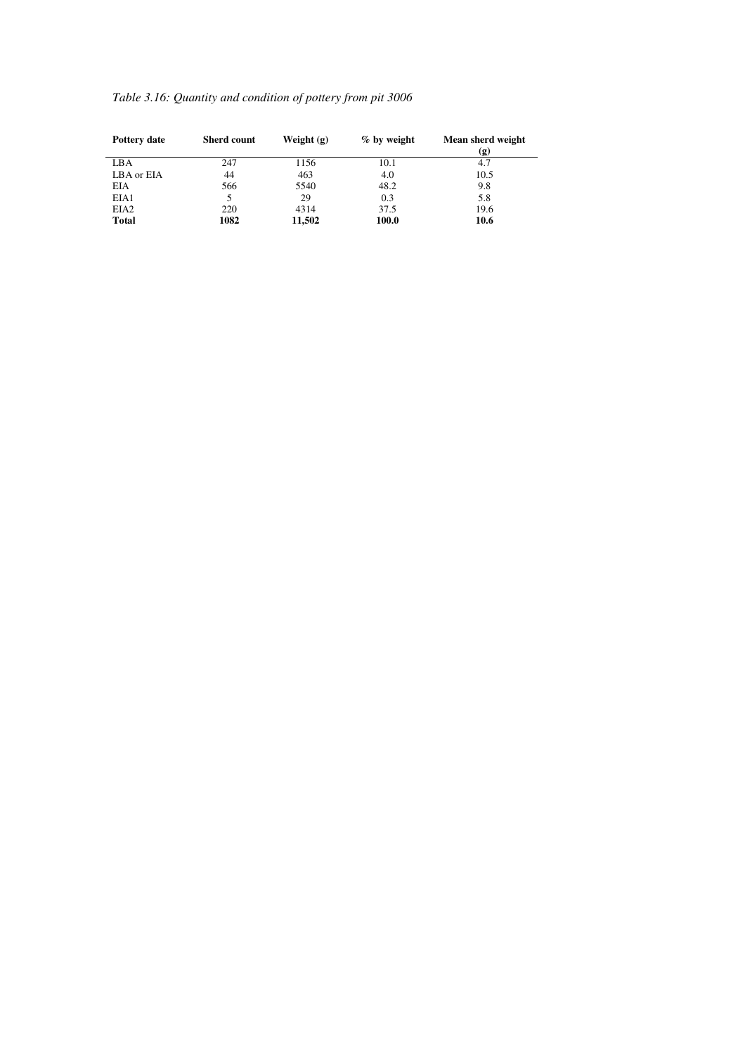*Table 3.16: Quantity and condition of pottery from pit 3006*

| Pottery date | Sherd count | Weight (g) | % by weight | Mean sherd weight (g) |
|---|---|---|---|---|
| LBA | 247 | 1156 | 10.1 | 4.7 |
| LBA or EIA | 44 | 463 | 4.0 | 10.5 |
| EIA | 566 | 5540 | 48.2 | 9.8 |
| EIA1 | 5 | 29 | 0.3 | 5.8 |
| EIA2 | 220 | 4314 | 37.5 | 19.6 |
| **Total** | **1082** | **11,502** | **100.0** | **10.6** |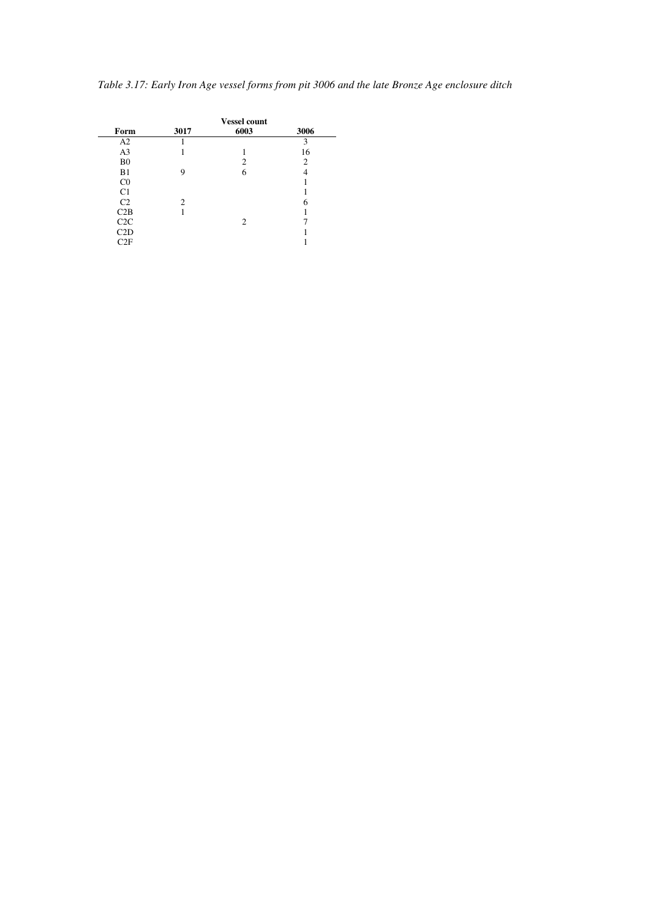*Table 3.17: Early Iron Age vessel forms from pit 3006 and the late Bronze Age enclosure ditch*

| | Vessel count | | |
|---|---|---|---|
| **Form** | **3017** | **6003** | **3006** |
| A2 | 1 | | 3 |
| A3 | 1 | 1 | 16 |
| B0 | | 2 | 2 |
| B1 | 9 | 6 | 4 |
| C0 | | | 1 |
| C1 | | | 1 |
| C2 | 2 | | 6 |
| C2B | 1 | | 1 |
| C2C | | 2 | 7 |
| C2D | | | 1 |
| C2F | | | 1 |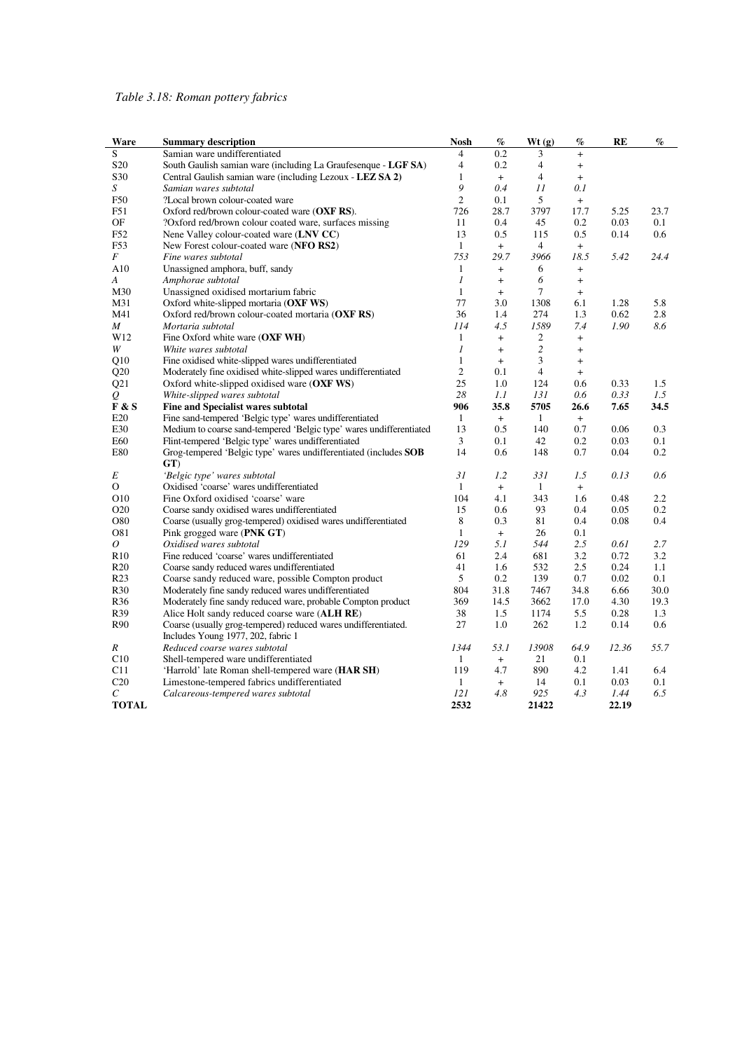*Table 3.18: Roman pottery fabrics*

| Ware | Summary description | Nosh | % | Wt (g) | % | RE | % |
|---|---|---|---|---|---|---|---|
| S | Samian ware undifferentiated | 4 | 0.2 | 3 | + | | |
| S20 | South Gaulish samian ware (including La Graufesenque - **LGF SA**) | 4 | 0.2 | 4 | + | | |
| S30 | Central Gaulish samian ware (including Lezoux - **LEZ SA 2**) | 1 | + | 4 | + | | |
| *S* | *Samian wares subtotal* | *9* | *0.4* | *11* | *0.1* | | |
| F50 | ?Local brown colour-coated ware | 2 | 0.1 | 5 | + | | |
| F51 | Oxford red/brown colour-coated ware (**OXF RS**). | 726 | 28.7 | 3797 | 17.7 | 5.25 | 23.7 |
| OF | ?Oxford red/brown colour coated ware, surfaces missing | 11 | 0.4 | 45 | 0.2 | 0.03 | 0.1 |
| F52 | Nene Valley colour-coated ware (**LNV CC**) | 13 | 0.5 | 115 | 0.5 | 0.14 | 0.6 |
| F53 | New Forest colour-coated ware (**NFO RS2**) | 1 | + | 4 | + | | |
| *F* | *Fine wares subtotal* | *753* | *29.7* | *3966* | *18.5* | *5.42* | *24.4* |
| A10 | Unassigned amphora, buff, sandy | 1 | + | 6 | + | | |
| *A* | *Amphorae subtotal* | *1* | *+* | *6* | *+* | | |
| M30 | Unassigned oxidised mortarium fabric | 1 | + | 7 | + | | |
| M31 | Oxford white-slipped mortaria (**OXF WS**) | 77 | 3.0 | 1308 | 6.1 | 1.28 | 5.8 |
| M41 | Oxford red/brown colour-coated mortaria (**OXF RS**) | 36 | 1.4 | 274 | 1.3 | 0.62 | 2.8 |
| *M* | *Mortaria subtotal* | *114* | *4.5* | *1589* | *7.4* | *1.90* | *8.6* |
| W12 | Fine Oxford white ware (**OXF WH**) | 1 | + | 2 | + | | |
| *W* | *White wares subtotal* | *1* | *+* | *2* | *+* | | |
| Q10 | Fine oxidised white-slipped wares undifferentiated | 1 | + | 3 | + | | |
| Q20 | Moderately fine oxidised white-slipped wares undifferentiated | 2 | 0.1 | 4 | + | | |
| Q21 | Oxford white-slipped oxidised ware (**OXF WS**) | 25 | 1.0 | 124 | 0.6 | 0.33 | 1.5 |
| *Q* | *White-slipped wares subtotal* | *28* | *1.1* | *131* | *0.6* | *0.33* | *1.5* |
| **F & S** | **Fine and Specialist wares subtotal** | **906** | **35.8** | **5705** | **26.6** | **7.65** | **34.5** |
| E20 | Fine sand-tempered 'Belgic type' wares undifferentiated | 1 | + | 1 | + | | |
| E30 | Medium to coarse sand-tempered 'Belgic type' wares undifferentiated | 13 | 0.5 | 140 | 0.7 | 0.06 | 0.3 |
| E60 | Flint-tempered 'Belgic type' wares undifferentiated | 3 | 0.1 | 42 | 0.2 | 0.03 | 0.1 |
| E80 | Grog-tempered 'Belgic type' wares undifferentiated (includes **SOB GT**) | 14 | 0.6 | 148 | 0.7 | 0.04 | 0.2 |
| *E* | *'Belgic type' wares subtotal* | *31* | *1.2* | *331* | *1.5* | *0.13* | *0.6* |
| O | Oxidised 'coarse' wares undifferentiated | 1 | + | 1 | + | | |
| O10 | Fine Oxford oxidised 'coarse' ware | 104 | 4.1 | 343 | 1.6 | 0.48 | 2.2 |
| O20 | Coarse sandy oxidised wares undifferentiated | 15 | 0.6 | 93 | 0.4 | 0.05 | 0.2 |
| O80 | Coarse (usually grog-tempered) oxidised wares undifferentiated | 8 | 0.3 | 81 | 0.4 | 0.08 | 0.4 |
| O81 | Pink grogged ware (**PNK GT**) | 1 | + | 26 | 0.1 | | |
| *O* | *Oxidised wares subtotal* | *129* | *5.1* | *544* | *2.5* | *0.61* | *2.7* |
| R10 | Fine reduced 'coarse' wares undifferentiated | 61 | 2.4 | 681 | 3.2 | 0.72 | 3.2 |
| R20 | Coarse sandy reduced wares undifferentiated | 41 | 1.6 | 532 | 2.5 | 0.24 | 1.1 |
| R23 | Coarse sandy reduced ware, possible Compton product | 5 | 0.2 | 139 | 0.7 | 0.02 | 0.1 |
| R30 | Moderately fine sandy reduced wares undifferentiated | 804 | 31.8 | 7467 | 34.8 | 6.66 | 30.0 |
| R36 | Moderately fine sandy reduced ware, probable Compton product | 369 | 14.5 | 3662 | 17.0 | 4.30 | 19.3 |
| R39 | Alice Holt sandy reduced coarse ware (**ALH RE**) | 38 | 1.5 | 1174 | 5.5 | 0.28 | 1.3 |
| R90 | Coarse (usually grog-tempered) reduced wares undifferentiated. Includes Young 1977, 202, fabric 1 | 27 | 1.0 | 262 | 1.2 | 0.14 | 0.6 |
| *R* | *Reduced coarse wares subtotal* | *1344* | *53.1* | *13908* | *64.9* | *12.36* | *55.7* |
| C10 | Shell-tempered ware undifferentiated | 1 | + | 21 | 0.1 | | |
| C11 | 'Harrold' late Roman shell-tempered ware (**HAR SH**) | 119 | 4.7 | 890 | 4.2 | 1.41 | 6.4 |
| C20 | Limestone-tempered fabrics undifferentiated | 1 | + | 14 | 0.1 | 0.03 | 0.1 |
| *C* | *Calcareous-tempered wares subtotal* | *121* | *4.8* | *925* | *4.3* | *1.44* | *6.5* |
| **TOTAL** | | **2532** | | **21422** | | **22.19** | |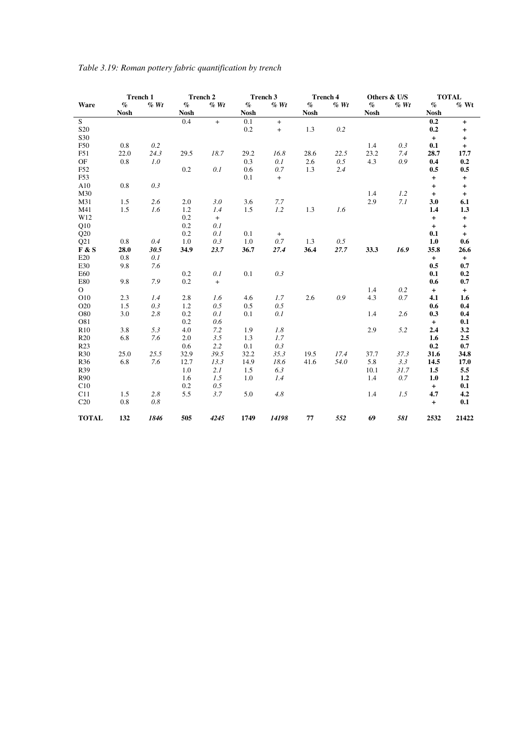*Table 3.19: Roman pottery fabric quantification by trench*

| | Trench 1 | | Trench 2 | | Trench 3 | | Trench 4 | | Others & U/S | | TOTAL | |
|---|---|---|---|---|---|---|---|---|---|---|---|---|
| **Ware** | **% Nosh** | ***% Wt*** | **% Nosh** | ***% Wt*** | **% Nosh** | ***% Wt*** | **% Nosh** | ***% Wt*** | **% Nosh** | ***% Wt*** | **% Nosh** | **% Wt** |
| S | | | 0.4 | + | 0.1 | + | | | | | **0.2** | **+** |
| S20 | | | | | 0.2 | + | 1.3 | *0.2* | | | **0.2** | **+** |
| S30 | | | | | | | | | | | **+** | **+** |
| F50 | 0.8 | *0.2* | | | | | | | 1.4 | *0.3* | **0.1** | **+** |
| F51 | 22.0 | *24.3* | 29.5 | *18.7* | 29.2 | *16.8* | 28.6 | *22.5* | 23.2 | *7.4* | **28.7** | **17.7** |
| OF | 0.8 | *1.0* | | | 0.3 | *0.1* | 2.6 | *0.5* | 4.3 | *0.9* | **0.4** | **0.2** |
| F52 | | | 0.2 | *0.1* | 0.6 | *0.7* | 1.3 | *2.4* | | | **0.5** | **0.5** |
| F53 | | | | | 0.1 | + | | | | | **+** | **+** |
| A10 | 0.8 | *0.3* | | | | | | | | | **+** | **+** |
| M30 | | | | | | | | | 1.4 | *1.2* | **+** | **+** |
| M31 | 1.5 | *2.6* | 2.0 | *3.0* | 3.6 | *7.7* | | | 2.9 | *7.1* | **3.0** | **6.1** |
| M41 | 1.5 | *1.6* | 1.2 | *1.4* | 1.5 | *1.2* | 1.3 | *1.6* | | | **1.4** | **1.3** |
| W12 | | | 0.2 | + | | | | | | | **+** | **+** |
| Q10 | | | 0.2 | *0.1* | | | | | | | **+** | **+** |
| Q20 | | | 0.2 | *0.1* | 0.1 | + | | | | | **0.1** | **+** |
| Q21 | 0.8 | *0.4* | 1.0 | *0.3* | 1.0 | *0.7* | 1.3 | *0.5* | | | **1.0** | **0.6** |
| **F & S** | **28.0** | ***30.5*** | **34.9** | ***23.7*** | **36.7** | ***27.4*** | **36.4** | ***27.7*** | **33.3** | ***16.9*** | **35.8** | **26.6** |
| E20 | 0.8 | *0.1* | | | | | | | | | **+** | **+** |
| E30 | 9.8 | *7.6* | | | | | | | | | **0.5** | **0.7** |
| E60 | | | 0.2 | *0.1* | 0.1 | *0.3* | | | | | **0.1** | **0.2** |
| E80 | 9.8 | *7.9* | 0.2 | + | | | | | | | **0.6** | **0.7** |
| O | | | | | | | | | 1.4 | *0.2* | **+** | **+** |
| O10 | 2.3 | *1.4* | 2.8 | *1.6* | 4.6 | *1.7* | 2.6 | *0.9* | 4.3 | *0.7* | **4.1** | **1.6** |
| O20 | 1.5 | *0.3* | 1.2 | *0.5* | 0.5 | *0.5* | | | | | **0.6** | **0.4** |
| O80 | 3.0 | *2.8* | 0.2 | *0.1* | 0.1 | *0.1* | | | 1.4 | *2.6* | **0.3** | **0.4** |
| O81 | | | 0.2 | *0.6* | | | | | | | **+** | **0.1** |
| R10 | 3.8 | *5.3* | 4.0 | *7.2* | 1.9 | *1.8* | | | 2.9 | *5.2* | **2.4** | **3.2** |
| R20 | 6.8 | *7.6* | 2.0 | *3.5* | 1.3 | *1.7* | | | | | **1.6** | **2.5** |
| R23 | | | 0.6 | *2.2* | 0.1 | *0.3* | | | | | **0.2** | **0.7** |
| R30 | 25.0 | *25.5* | 32.9 | *39.5* | 32.2 | *35.3* | 19.5 | *17.4* | 37.7 | *37.3* | **31.6** | **34.8** |
| R36 | 6.8 | *7.6* | 12.7 | *13.3* | 14.9 | *18.6* | 41.6 | *54.0* | 5.8 | *3.3* | **14.5** | **17.0** |
| R39 | | | 1.0 | *2.1* | 1.5 | *6.3* | | | 10.1 | *31.7* | **1.5** | **5.5** |
| R90 | | | 1.6 | *1.5* | 1.0 | *1.4* | | | 1.4 | *0.7* | **1.0** | **1.2** |
| C10 | | | 0.2 | *0.5* | | | | | | | **+** | **0.1** |
| C11 | 1.5 | *2.8* | 5.5 | *3.7* | 5.0 | *4.8* | | | 1.4 | *1.5* | **4.7** | **4.2** |
| C20 | 0.8 | *0.8* | | | | | | | | | **+** | **0.1** |
| **TOTAL** | **132** | ***1846*** | **505** | ***4245*** | **1749** | ***14198*** | **77** | ***552*** | **69** | ***581*** | **2532** | **21422** |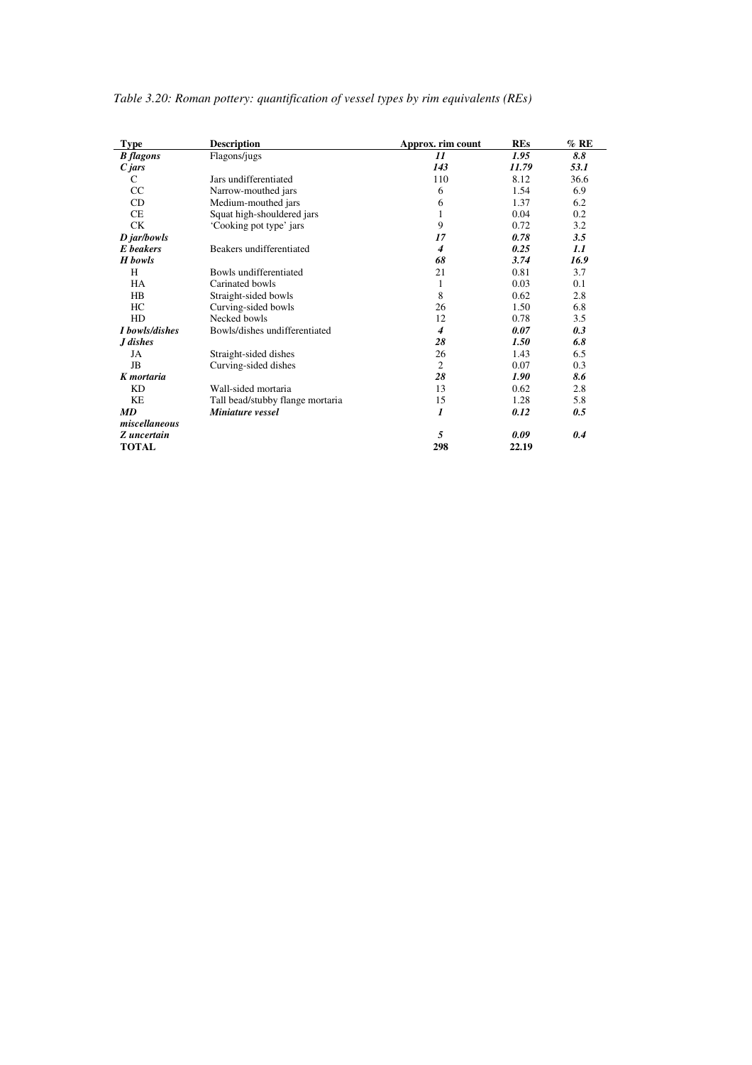*Table 3.20: Roman pottery: quantification of vessel types by rim equivalents (REs)*

| Type | Description | Approx. rim count | REs | % RE |
|---|---|---|---|---|
| ***B flagons*** | Flagons/jugs | ***11*** | ***1.95*** | ***8.8*** |
| ***C jars*** | | ***143*** | ***11.79*** | ***53.1*** |
| C | Jars undifferentiated | 110 | 8.12 | 36.6 |
| CC | Narrow-mouthed jars | 6 | 1.54 | 6.9 |
| CD | Medium-mouthed jars | 6 | 1.37 | 6.2 |
| CE | Squat high-shouldered jars | 1 | 0.04 | 0.2 |
| CK | 'Cooking pot type' jars | 9 | 0.72 | 3.2 |
| ***D jar/bowls*** | | ***17*** | ***0.78*** | ***3.5*** |
| ***E beakers*** | Beakers undifferentiated | ***4*** | ***0.25*** | ***1.1*** |
| ***H bowls*** | | ***68*** | ***3.74*** | ***16.9*** |
| H | Bowls undifferentiated | 21 | 0.81 | 3.7 |
| HA | Carinated bowls | 1 | 0.03 | 0.1 |
| HB | Straight-sided bowls | 8 | 0.62 | 2.8 |
| HC | Curving-sided bowls | 26 | 1.50 | 6.8 |
| HD | Necked bowls | 12 | 0.78 | 3.5 |
| ***I bowls/dishes*** | Bowls/dishes undifferentiated | ***4*** | ***0.07*** | ***0.3*** |
| ***J dishes*** | | ***28*** | ***1.50*** | ***6.8*** |
| JA | Straight-sided dishes | 26 | 1.43 | 6.5 |
| JB | Curving-sided dishes | 2 | 0.07 | 0.3 |
| ***K mortaria*** | | ***28*** | ***1.90*** | ***8.6*** |
| KD | Wall-sided mortaria | 13 | 0.62 | 2.8 |
| KE | Tall bead/stubby flange mortaria | 15 | 1.28 | 5.8 |
| ***MD miscellaneous*** | ***Miniature vessel*** | ***1*** | ***0.12*** | ***0.5*** |
| ***Z uncertain*** | | ***5*** | ***0.09*** | ***0.4*** |
| **TOTAL** | | **298** | **22.19** | |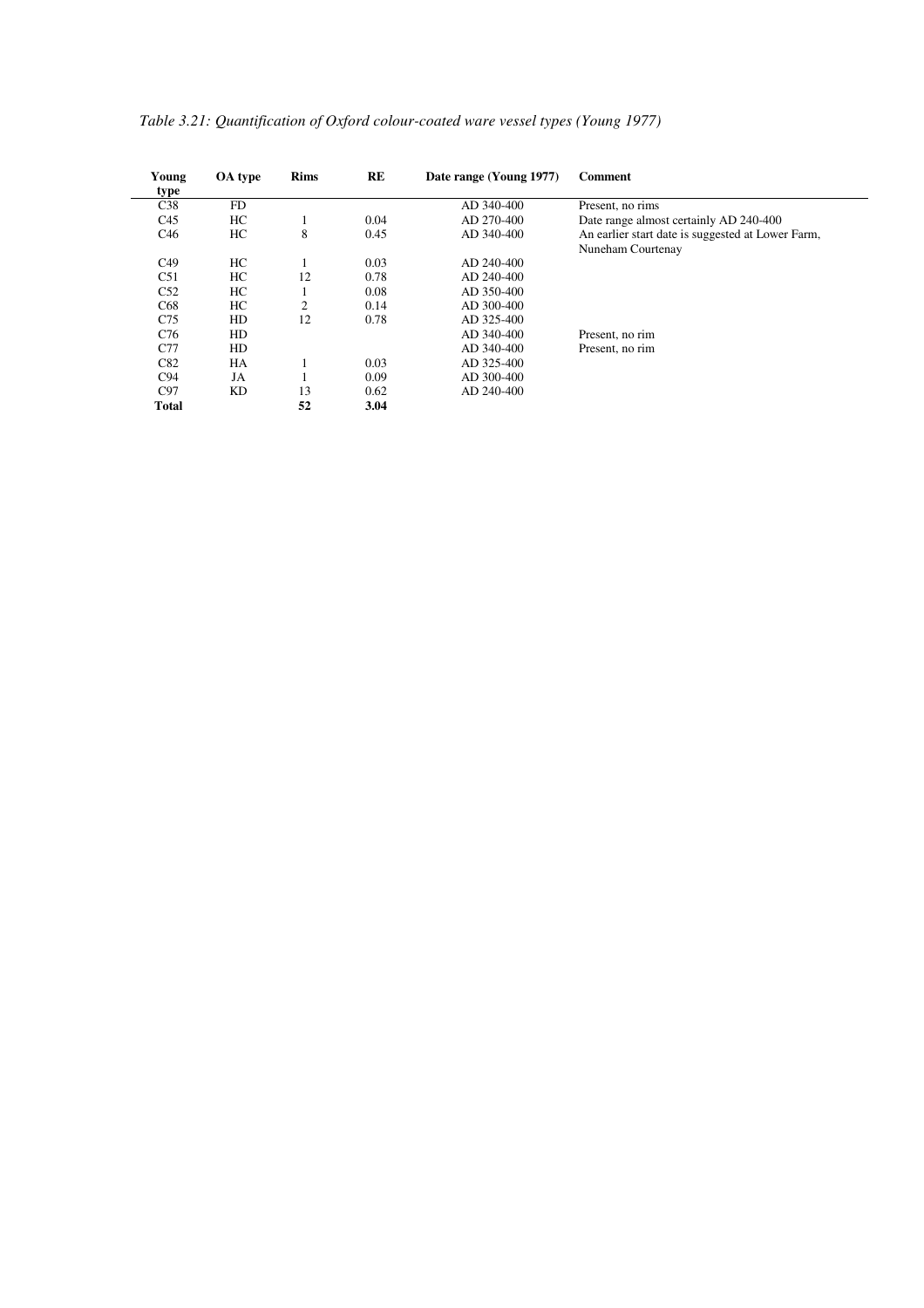*Table 3.21: Quantification of Oxford colour-coated ware vessel types (Young 1977)*

| Young type | OA type | Rims | RE | Date range (Young 1977) | Comment |
|---|---|---|---|---|---|
| C38 | FD | | | AD 340-400 | Present, no rims |
| C45 | HC | 1 | 0.04 | AD 270-400 | Date range almost certainly AD 240-400 |
| C46 | HC | 8 | 0.45 | AD 340-400 | An earlier start date is suggested at Lower Farm, Nuneham Courtenay |
| C49 | HC | 1 | 0.03 | AD 240-400 | |
| C51 | HC | 12 | 0.78 | AD 240-400 | |
| C52 | HC | 1 | 0.08 | AD 350-400 | |
| C68 | HC | 2 | 0.14 | AD 300-400 | |
| C75 | HD | 12 | 0.78 | AD 325-400 | |
| C76 | HD | | | AD 340-400 | Present, no rim |
| C77 | HD | | | AD 340-400 | Present, no rim |
| C82 | HA | 1 | 0.03 | AD 325-400 | |
| C94 | JA | 1 | 0.09 | AD 300-400 | |
| C97 | KD | 13 | 0.62 | AD 240-400 | |
| **Total** | | **52** | **3.04** | | |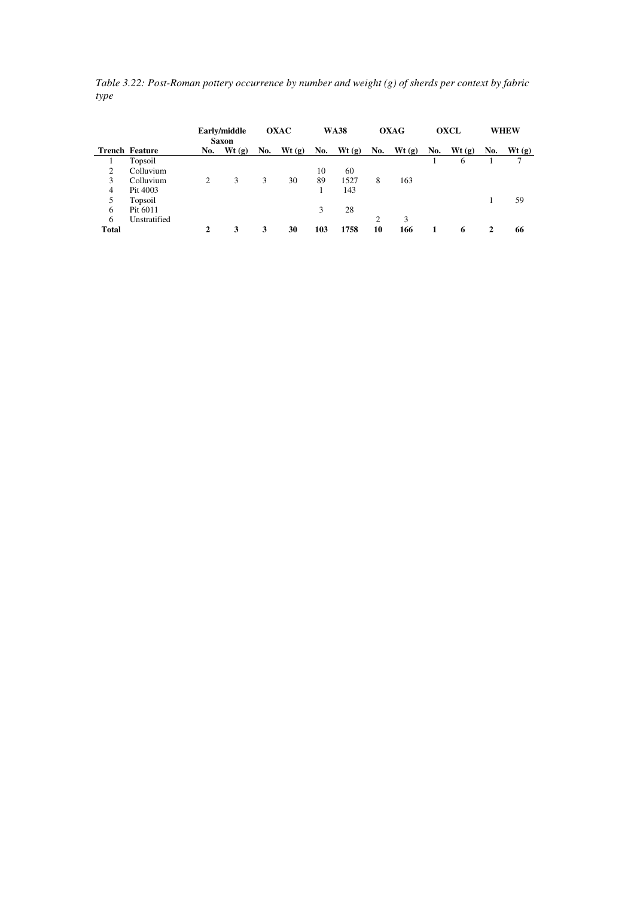*Table 3.22: Post-Roman pottery occurrence by number and weight (g) of sherds per context by fabric type*

| | | Early/middle Saxon | | OXAC | | WA38 | | OXAG | | OXCL | | WHEW | |
|---|---|---|---|---|---|---|---|---|---|---|---|---|---|
| **Trench** | **Feature** | **No.** | **Wt (g)** | **No.** | **Wt (g)** | **No.** | **Wt (g)** | **No.** | **Wt (g)** | **No.** | **Wt (g)** | **No.** | **Wt (g)** |
| 1 | Topsoil | | | | | | | | | 1 | 6 | 1 | 7 |
| 2 | Colluvium | | | | | 10 | 60 | | | | | | |
| 3 | Colluvium | 2 | 3 | 3 | 30 | 89 | 1527 | 8 | 163 | | | | |
| 4 | Pit 4003 | | | | | 1 | 143 | | | | | | |
| 5 | Topsoil | | | | | | | | | | | 1 | 59 |
| 6 | Pit 6011 | | | | | 3 | 28 | | | | | | |
| 6 | Unstratified | | | | | | | 2 | 3 | | | | |
| **Total** | | **2** | **3** | **3** | **30** | **103** | **1758** | **10** | **166** | **1** | **6** | **2** | **66** |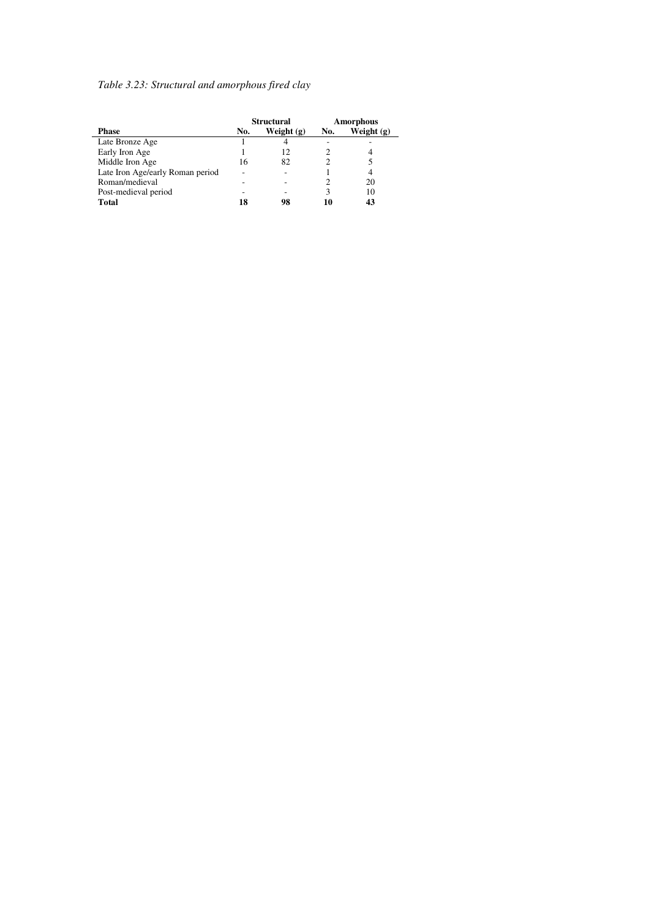*Table 3.23: Structural and amorphous fired clay*

| | Structural | | Amorphous | |
|---|---|---|---|---|
| **Phase** | **No.** | **Weight (g)** | **No.** | **Weight (g)** |
| Late Bronze Age | 1 | 4 | - | - |
| Early Iron Age | 1 | 12 | 2 | 4 |
| Middle Iron Age | 16 | 82 | 2 | 5 |
| Late Iron Age/early Roman period | - | - | 1 | 4 |
| Roman/medieval | - | - | 2 | 20 |
| Post-medieval period | - | - | 3 | 10 |
| **Total** | **18** | **98** | **10** | **43** |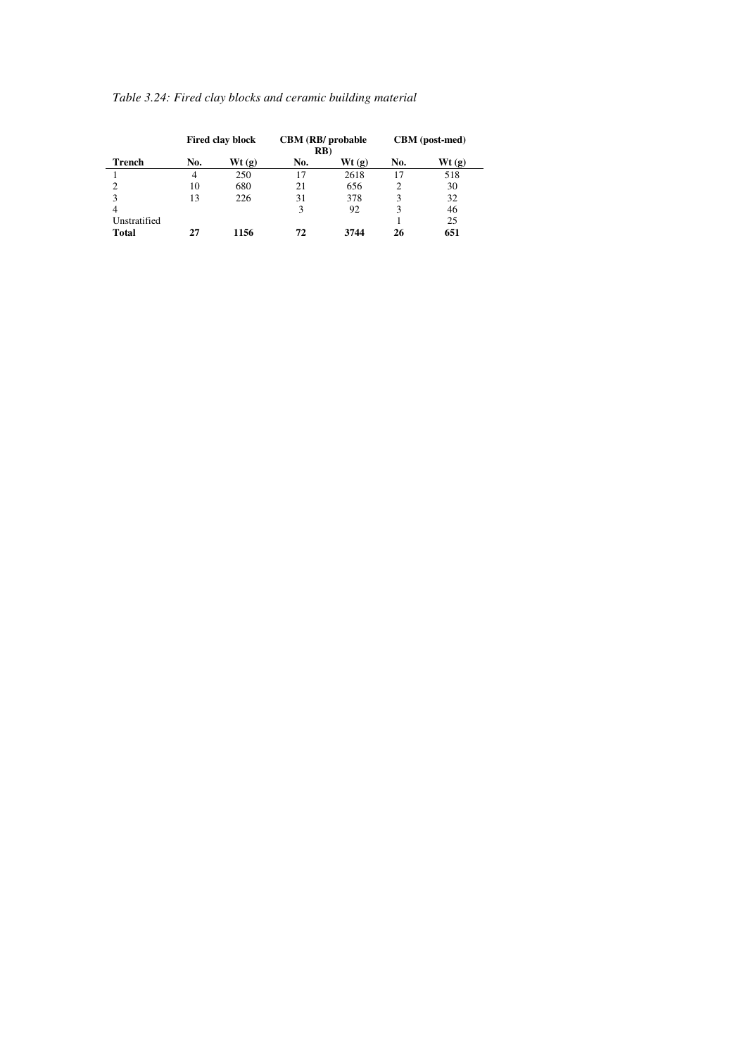*Table 3.24: Fired clay blocks and ceramic building material*

| | Fired clay block | | CBM (RB/ probable RB) | | CBM (post-med) | |
|---|---|---|---|---|---|---|
| **Trench** | **No.** | **Wt (g)** | **No.** | **Wt (g)** | **No.** | **Wt (g)** |
| 1 | 4 | 250 | 17 | 2618 | 17 | 518 |
| 2 | 10 | 680 | 21 | 656 | 2 | 30 |
| 3 | 13 | 226 | 31 | 378 | 3 | 32 |
| 4 | | | 3 | 92 | 3 | 46 |
| Unstratified | | | | | 1 | 25 |
| **Total** | **27** | **1156** | **72** | **3744** | **26** | **651** |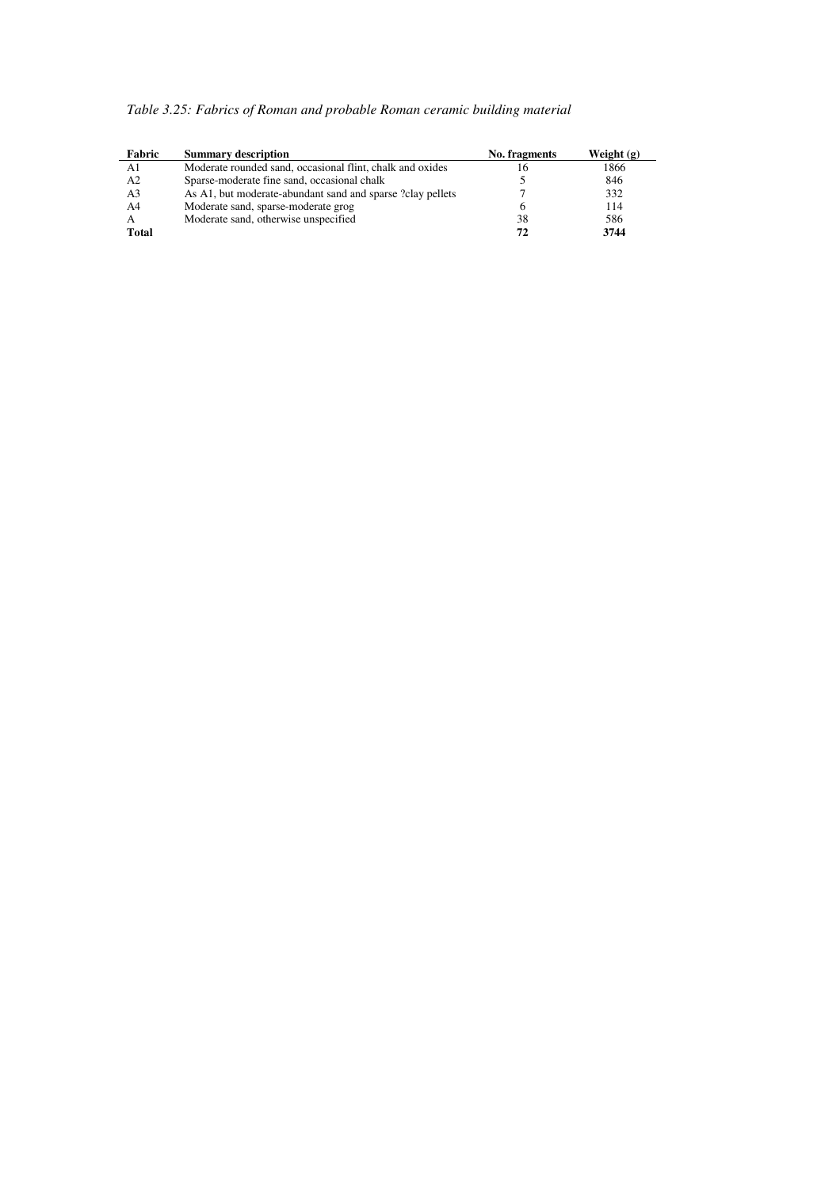*Table 3.25: Fabrics of Roman and probable Roman ceramic building material*

| Fabric | Summary description | No. fragments | Weight (g) |
|---|---|---|---|
| A1 | Moderate rounded sand, occasional flint, chalk and oxides | 16 | 1866 |
| A2 | Sparse-moderate fine sand, occasional chalk | 5 | 846 |
| A3 | As A1, but moderate-abundant sand and sparse ?clay pellets | 7 | 332 |
| A4 | Moderate sand, sparse-moderate grog | 6 | 114 |
| A | Moderate sand, otherwise unspecified | 38 | 586 |
| **Total** | | **72** | **3744** |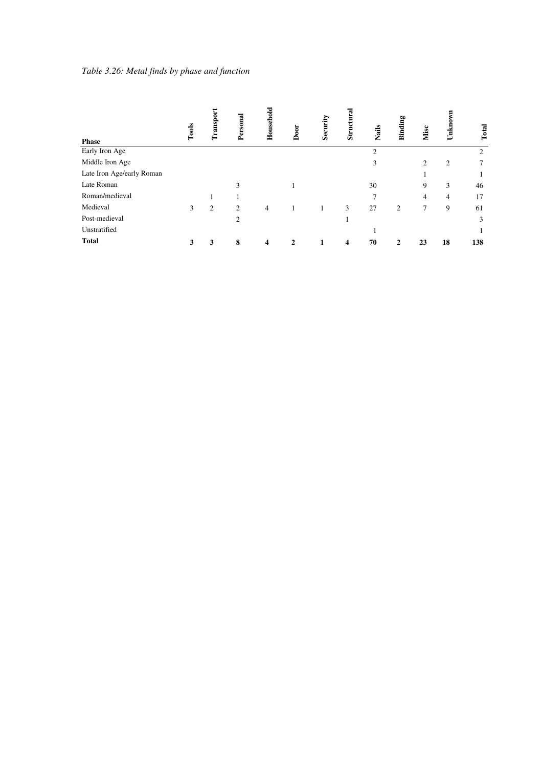*Table 3.26: Metal finds by phase and function*

| Phase | Tools | Transport | Personal | Household | Door | Security | Structural | Nails | Binding | Misc | Unknown | Total |
|---|---|---|---|---|---|---|---|---|---|---|---|---|
| Early Iron Age | | | | | | | | 2 | | | | 2 |
| Middle Iron Age | | | | | | | | 3 | | 2 | 2 | 7 |
| Late Iron Age/early Roman | | | | | | | | | | 1 | | 1 |
| Late Roman | | | 3 | | 1 | | | 30 | | 9 | 3 | 46 |
| Roman/medieval | | 1 | 1 | | | | | 7 | | 4 | 4 | 17 |
| Medieval | 3 | 2 | 2 | 4 | 1 | 1 | 3 | 27 | 2 | 7 | 9 | 61 |
| Post-medieval | | | 2 | | | | 1 | | | | | 3 |
| Unstratified | | | | | | | | 1 | | | | 1 |
| **Total** | **3** | **3** | **8** | **4** | **2** | **1** | **4** | **70** | **2** | **23** | **18** | **138** |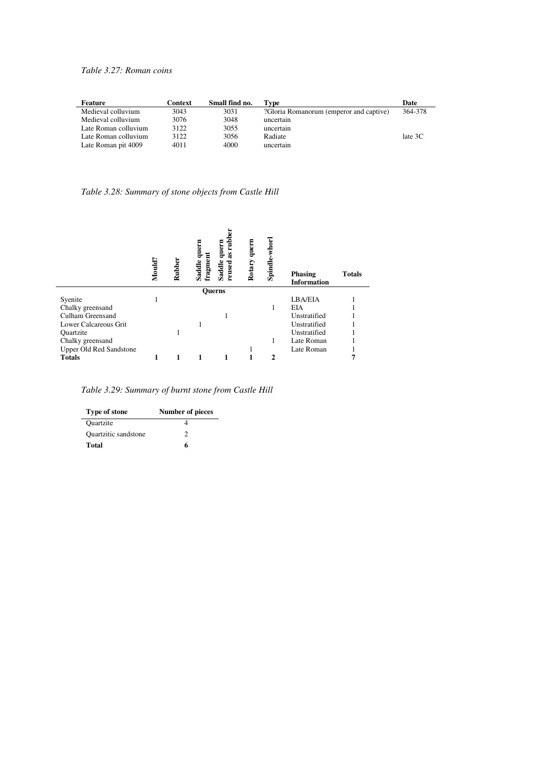*Table 3.27: Roman coins*

| Feature | Context | Small find no. | Type | Date |
|---|---|---|---|---|
| Medieval colluvium | 3043 | 3031 | ?Gloria Romanorum (emperor and captive) | 364-378 |
| Medieval colluvium | 3076 | 3048 | uncertain | |
| Late Roman colluvium | 3122 | 3055 | uncertain | |
| Late Roman colluvium | 3122 | 3056 | Radiate | late 3C |
| Late Roman pit 4009 | 4011 | 4000 | uncertain | |

*Table 3.28: Summary of stone objects from Castle Hill*

| | Mould? | Rubber | Saddle quern fragment | Saddle quern reused as rubber | Rotary quern | Spindle-whorl | Phasing Information | Totals |
|---|---|---|---|---|---|---|---|---|
| | | | Querns | | | | | |
| Syenite | 1 | | | | | | LBA/EIA | 1 |
| Chalky greensand | | | | | | 1 | EIA | 1 |
| Culham Greensand | | | | 1 | | | Unstratified | 1 |
| Lower Calcareous Grit | | | 1 | | | | Unstratified | 1 |
| Quartzite | | 1 | | | | | Unstratified | 1 |
| Chalky greensand | | | | | | 1 | Late Roman | 1 |
| Upper Old Red Sandstone | | | | | 1 | | Late Roman | 1 |
| **Totals** | **1** | **1** | **1** | **1** | **1** | **2** | | **7** |

*Table 3.29: Summary of burnt stone from Castle Hill*

| Type of stone | Number of pieces |
|---|---|
| Quartzite | 4 |
| Quartzitic sandstone | 2 |
| **Total** | **6** |